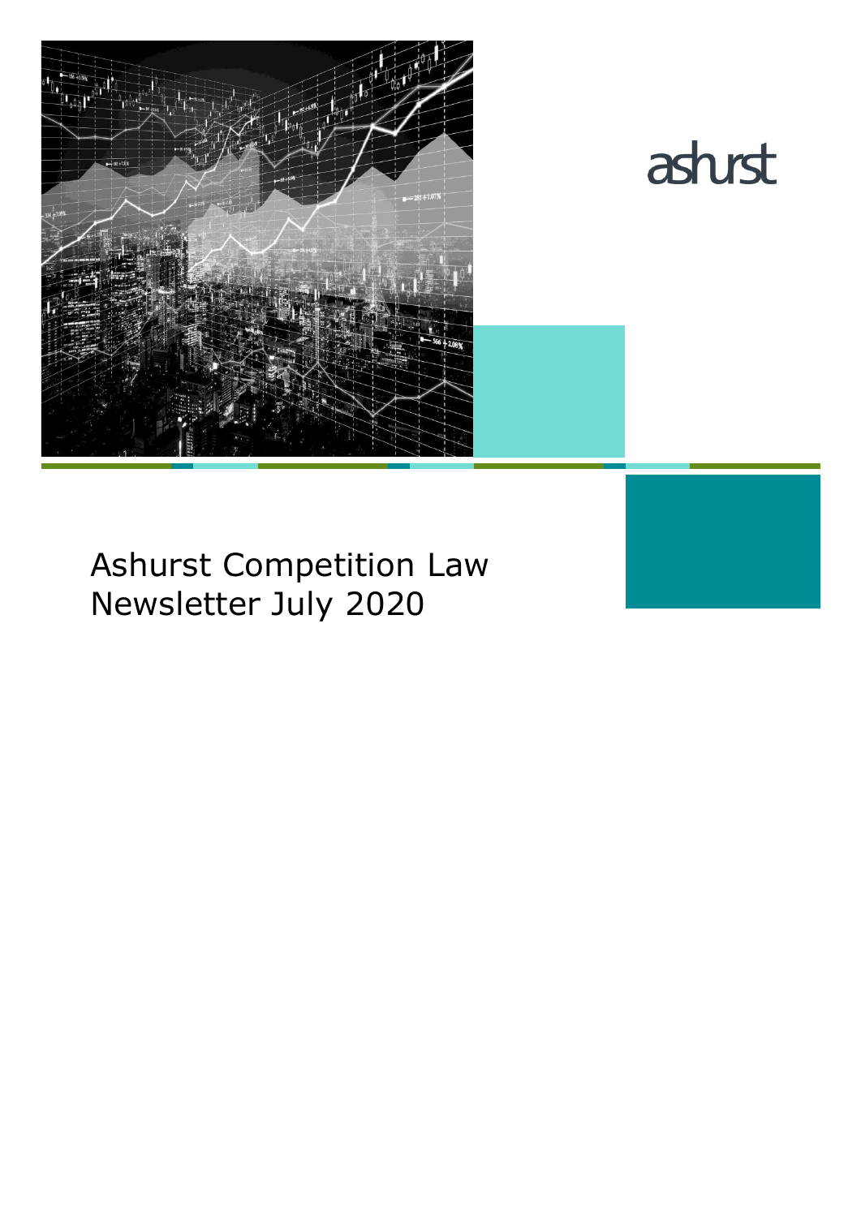ashurst

# Ashurst Competition Law Newsletter July 2020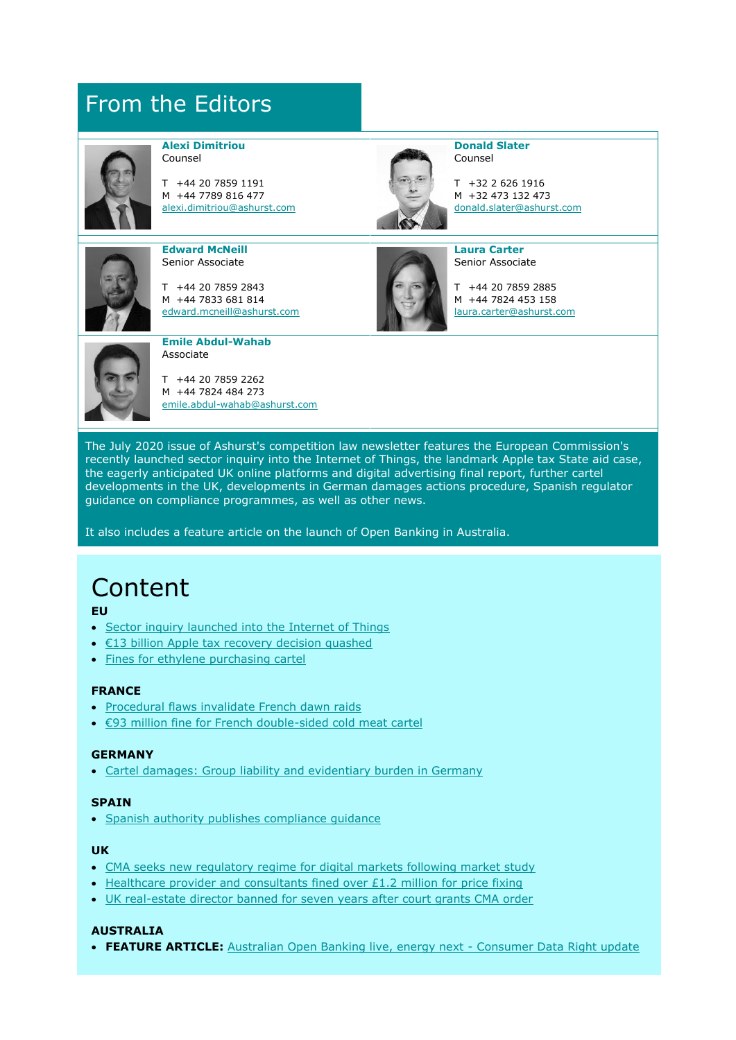# From the Editors

**Alexi Dimitriou**
Counsel

T +44 20 7859 1191
M +44 7789 816 477
alexi.dimitriou@ashurst.com

**Donald Slater**
Counsel

T +32 2 626 1916
M +32 473 132 473
donald.slater@ashurst.com

**Edward McNeill**
Senior Associate

T +44 20 7859 2843
M +44 7833 681 814
edward.mcneill@ashurst.com

**Laura Carter**
Senior Associate

T +44 20 7859 2885
M +44 7824 453 158
laura.carter@ashurst.com

**Emile Abdul-Wahab**
Associate

T +44 20 7859 2262
M +44 7824 484 273
emile.abdul-wahab@ashurst.com

The July 2020 issue of Ashurst's competition law newsletter features the European Commission's recently launched sector inquiry into the Internet of Things, the landmark Apple tax State aid case, the eagerly anticipated UK online platforms and digital advertising final report, further cartel developments in the UK, developments in German damages actions procedure, Spanish regulator guidance on compliance programmes, as well as other news.

It also includes a feature article on the launch of Open Banking in Australia.

# Content

**EU**

- Sector inquiry launched into the Internet of Things
- €13 billion Apple tax recovery decision quashed
- Fines for ethylene purchasing cartel

**FRANCE**

- Procedural flaws invalidate French dawn raids
- €93 million fine for French double-sided cold meat cartel

**GERMANY**

- Cartel damages: Group liability and evidentiary burden in Germany

**SPAIN**

- Spanish authority publishes compliance guidance

**UK**

- CMA seeks new regulatory regime for digital markets following market study
- Healthcare provider and consultants fined over £1.2 million for price fixing
- UK real-estate director banned for seven years after court grants CMA order

**AUSTRALIA**

- **FEATURE ARTICLE:** Australian Open Banking live, energy next - Consumer Data Right update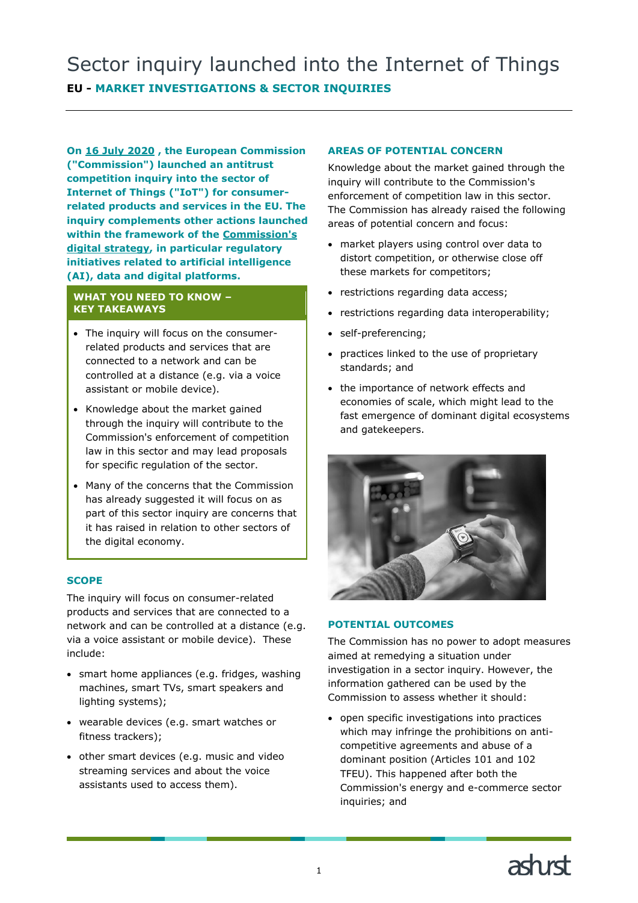# Sector inquiry launched into the Internet of Things

**EU - MARKET INVESTIGATIONS & SECTOR INQUIRIES**

**On 16 July 2020 , the European Commission ("Commission") launched an antitrust competition inquiry into the sector of Internet of Things ("IoT") for consumer-related products and services in the EU. The inquiry complements other actions launched within the framework of the Commission's digital strategy, in particular regulatory initiatives related to artificial intelligence (AI), data and digital platforms.**

**WHAT YOU NEED TO KNOW – KEY TAKEAWAYS**

- The inquiry will focus on the consumer-related products and services that are connected to a network and can be controlled at a distance (e.g. via a voice assistant or mobile device).
- Knowledge about the market gained through the inquiry will contribute to the Commission's enforcement of competition law in this sector and may lead proposals for specific regulation of the sector.
- Many of the concerns that the Commission has already suggested it will focus on as part of this sector inquiry are concerns that it has raised in relation to other sectors of the digital economy.

## SCOPE

The inquiry will focus on consumer-related products and services that are connected to a network and can be controlled at a distance (e.g. via a voice assistant or mobile device). These include:

- smart home appliances (e.g. fridges, washing machines, smart TVs, smart speakers and lighting systems);
- wearable devices (e.g. smart watches or fitness trackers);
- other smart devices (e.g. music and video streaming services and about the voice assistants used to access them).

## AREAS OF POTENTIAL CONCERN

Knowledge about the market gained through the inquiry will contribute to the Commission's enforcement of competition law in this sector. The Commission has already raised the following areas of potential concern and focus:

- market players using control over data to distort competition, or otherwise close off these markets for competitors;
- restrictions regarding data access;
- restrictions regarding data interoperability;
- self-preferencing;
- practices linked to the use of proprietary standards; and
- the importance of network effects and economies of scale, which might lead to the fast emergence of dominant digital ecosystems and gatekeepers.

## POTENTIAL OUTCOMES

The Commission has no power to adopt measures aimed at remedying a situation under investigation in a sector inquiry. However, the information gathered can be used by the Commission to assess whether it should:

- open specific investigations into practices which may infringe the prohibitions on anti-competitive agreements and abuse of a dominant position (Articles 101 and 102 TFEU). This happened after both the Commission's energy and e-commerce sector inquiries; and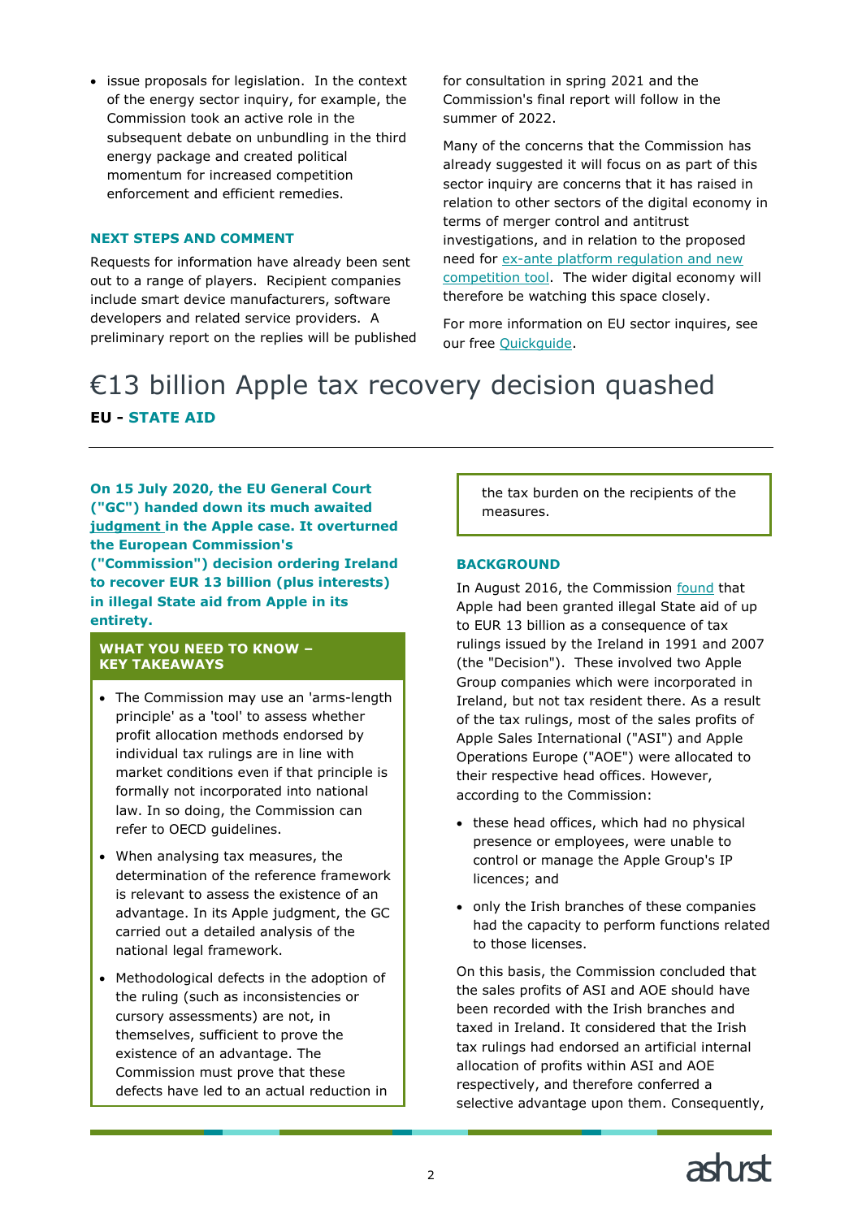- issue proposals for legislation. In the context of the energy sector inquiry, for example, the Commission took an active role in the subsequent debate on unbundling in the third energy package and created political momentum for increased competition enforcement and efficient remedies.

### NEXT STEPS AND COMMENT

Requests for information have already been sent out to a range of players. Recipient companies include smart device manufacturers, software developers and related service providers. A preliminary report on the replies will be published for consultation in spring 2021 and the Commission's final report will follow in the summer of 2022.

Many of the concerns that the Commission has already suggested it will focus on as part of this sector inquiry are concerns that it has raised in relation to other sectors of the digital economy in terms of merger control and antitrust investigations, and in relation to the proposed need for ex-ante platform regulation and new competition tool. The wider digital economy will therefore be watching this space closely.

For more information on EU sector inquires, see our free Quickguide.

# €13 billion Apple tax recovery decision quashed

**EU - STATE AID**

**On 15 July 2020, the EU General Court ("GC") handed down its much awaited judgment in the Apple case. It overturned the European Commission's ("Commission") decision ordering Ireland to recover EUR 13 billion (plus interests) in illegal State aid from Apple in its entirety.**

### WHAT YOU NEED TO KNOW – KEY TAKEAWAYS

- The Commission may use an 'arms-length principle' as a 'tool' to assess whether profit allocation methods endorsed by individual tax rulings are in line with market conditions even if that principle is formally not incorporated into national law. In so doing, the Commission can refer to OECD guidelines.
- When analysing tax measures, the determination of the reference framework is relevant to assess the existence of an advantage. In its Apple judgment, the GC carried out a detailed analysis of the national legal framework.
- Methodological defects in the adoption of the ruling (such as inconsistencies or cursory assessments) are not, in themselves, sufficient to prove the existence of an advantage. The Commission must prove that these defects have led to an actual reduction in the tax burden on the recipients of the measures.

### BACKGROUND

In August 2016, the Commission found that Apple had been granted illegal State aid of up to EUR 13 billion as a consequence of tax rulings issued by the Ireland in 1991 and 2007 (the "Decision"). These involved two Apple Group companies which were incorporated in Ireland, but not tax resident there. As a result of the tax rulings, most of the sales profits of Apple Sales International ("ASI") and Apple Operations Europe ("AOE") were allocated to their respective head offices. However, according to the Commission:

- these head offices, which had no physical presence or employees, were unable to control or manage the Apple Group's IP licences; and
- only the Irish branches of these companies had the capacity to perform functions related to those licenses.

On this basis, the Commission concluded that the sales profits of ASI and AOE should have been recorded with the Irish branches and taxed in Ireland. It considered that the Irish tax rulings had endorsed an artificial internal allocation of profits within ASI and AOE respectively, and therefore conferred a selective advantage upon them. Consequently,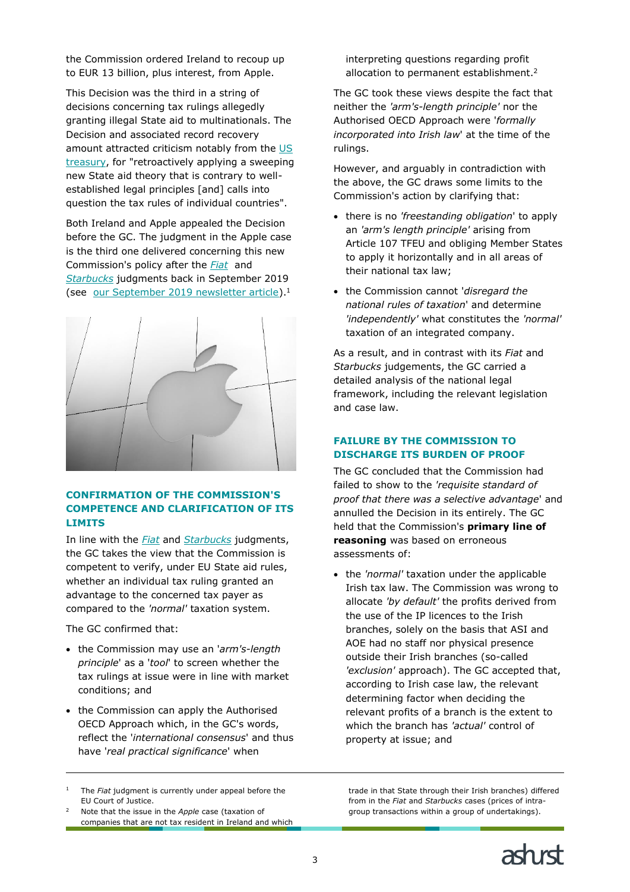the Commission ordered Ireland to recoup up to EUR 13 billion, plus interest, from Apple.

This Decision was the third in a string of decisions concerning tax rulings allegedly granting illegal State aid to multinationals. The Decision and associated record recovery amount attracted criticism notably from the US treasury, for "retroactively applying a sweeping new State aid theory that is contrary to well-established legal principles [and] calls into question the tax rules of individual countries".

Both Ireland and Apple appealed the Decision before the GC. The judgment in the Apple case is the third one delivered concerning this new Commission's policy after the *Fiat* and *Starbucks* judgments back in September 2019 (see our September 2019 newsletter article).[1]

## CONFIRMATION OF THE COMMISSION'S COMPETENCE AND CLARIFICATION OF ITS LIMITS

In line with the *Fiat* and *Starbucks* judgments, the GC takes the view that the Commission is competent to verify, under EU State aid rules, whether an individual tax ruling granted an advantage to the concerned tax payer as compared to the *'normal'* taxation system.

The GC confirmed that:

- the Commission may use an '*arm's-length principle*' as a '*tool*' to screen whether the tax rulings at issue were in line with market conditions; and
- the Commission can apply the Authorised OECD Approach which, in the GC's words, reflect the '*international consensus*' and thus have '*real practical significance*' when interpreting questions regarding profit allocation to permanent establishment.[2]

The GC took these views despite the fact that neither the *'arm's-length principle'* nor the Authorised OECD Approach were '*formally incorporated into Irish law*' at the time of the rulings.

However, and arguably in contradiction with the above, the GC draws some limits to the Commission's action by clarifying that:

- there is no *'freestanding obligation'* to apply an *'arm's length principle'* arising from Article 107 TFEU and obliging Member States to apply it horizontally and in all areas of their national tax law;
- the Commission cannot '*disregard the national rules of taxation*' and determine *'independently'* what constitutes the *'normal'* taxation of an integrated company.

As a result, and in contrast with its *Fiat* and *Starbucks* judgements, the GC carried a detailed analysis of the national legal framework, including the relevant legislation and case law.

## FAILURE BY THE COMMISSION TO DISCHARGE ITS BURDEN OF PROOF

The GC concluded that the Commission had failed to show to the *'requisite standard of proof that there was a selective advantage*' and annulled the Decision in its entirely. The GC held that the Commission's **primary line of reasoning** was based on erroneous assessments of:

- the *'normal'* taxation under the applicable Irish tax law. The Commission was wrong to allocate *'by default'* the profits derived from the use of the IP licences to the Irish branches, solely on the basis that ASI and AOE had no staff nor physical presence outside their Irish branches (so-called *'exclusion'* approach). The GC accepted that, according to Irish case law, the relevant determining factor when deciding the relevant profits of a branch is the extent to which the branch has *'actual'* control of property at issue; and

---

[1] The *Fiat* judgment is currently under appeal before the EU Court of Justice.

[2] Note that the issue in the *Apple* case (taxation of companies that are not tax resident in Ireland and which trade in that State through their Irish branches) differed from in the *Fiat* and *Starbucks* cases (prices of intra-group transactions within a group of undertakings).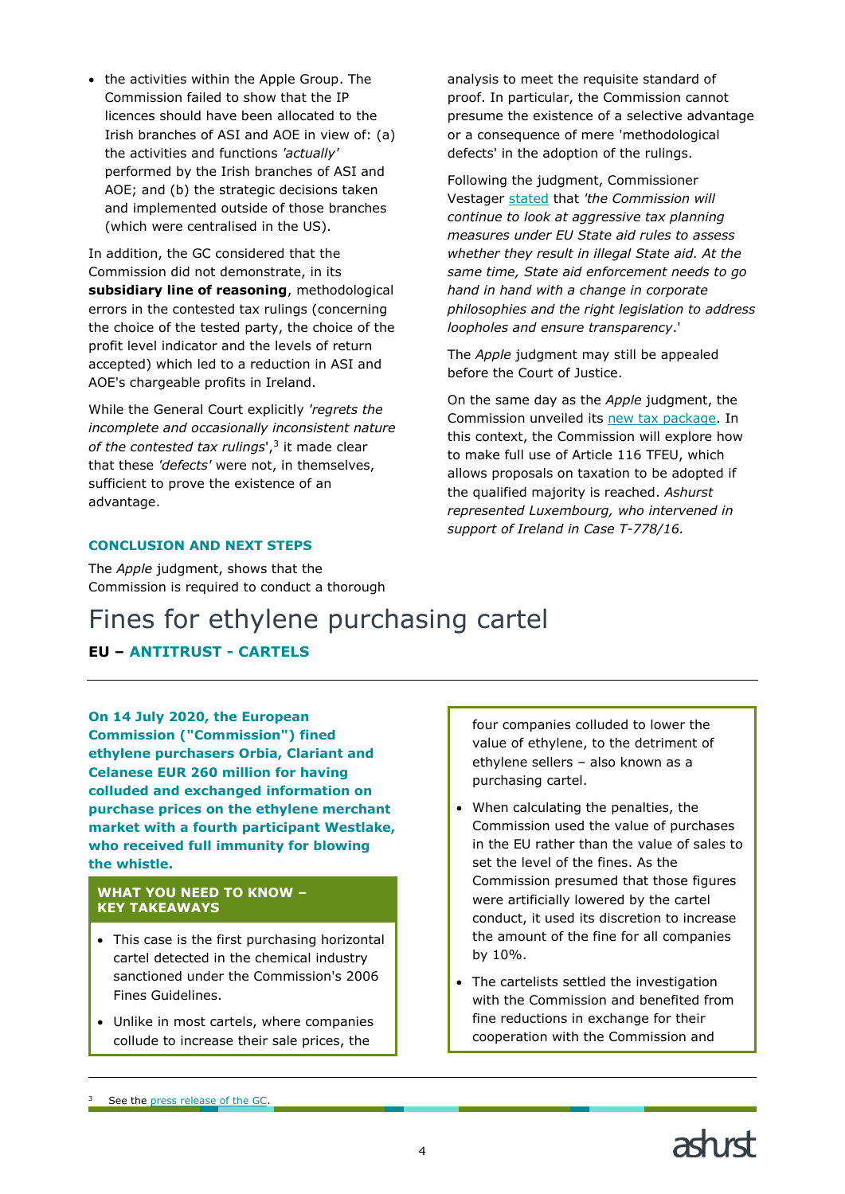- the activities within the Apple Group. The Commission failed to show that the IP licences should have been allocated to the Irish branches of ASI and AOE in view of: (a) the activities and functions *'actually'* performed by the Irish branches of ASI and AOE; and (b) the strategic decisions taken and implemented outside of those branches (which were centralised in the US).

In addition, the GC considered that the Commission did not demonstrate, in its **subsidiary line of reasoning**, methodological errors in the contested tax rulings (concerning the choice of the tested party, the choice of the profit level indicator and the levels of return accepted) which led to a reduction in ASI and AOE's chargeable profits in Ireland.

While the General Court explicitly *'regrets the incomplete and occasionally inconsistent nature of the contested tax rulings'*,[3] it made clear that these *'defects'* were not, in themselves, sufficient to prove the existence of an advantage.

### CONCLUSION AND NEXT STEPS

The *Apple* judgment, shows that the Commission is required to conduct a thorough analysis to meet the requisite standard of proof. In particular, the Commission cannot presume the existence of a selective advantage or a consequence of mere 'methodological defects' in the adoption of the rulings.

Following the judgment, Commissioner Vestager stated that *'the Commission will continue to look at aggressive tax planning measures under EU State aid rules to assess whether they result in illegal State aid. At the same time, State aid enforcement needs to go hand in hand with a change in corporate philosophies and the right legislation to address loopholes and ensure transparency*.'

The *Apple* judgment may still be appealed before the Court of Justice.

On the same day as the *Apple* judgment, the Commission unveiled its new tax package. In this context, the Commission will explore how to make full use of Article 116 TFEU, which allows proposals on taxation to be adopted if the qualified majority is reached. *Ashurst represented Luxembourg, who intervened in support of Ireland in Case T-778/16.*

# Fines for ethylene purchasing cartel

**EU – ANTITRUST - CARTELS**

**On 14 July 2020, the European Commission ("Commission") fined ethylene purchasers Orbia, Clariant and Celanese EUR 260 million for having colluded and exchanged information on purchase prices on the ethylene merchant market with a fourth participant Westlake, who received full immunity for blowing the whistle.**

**WHAT YOU NEED TO KNOW – KEY TAKEAWAYS**

- This case is the first purchasing horizontal cartel detected in the chemical industry sanctioned under the Commission's 2006 Fines Guidelines.
- Unlike in most cartels, where companies collude to increase their sale prices, the four companies colluded to lower the value of ethylene, to the detriment of ethylene sellers – also known as a purchasing cartel.
- When calculating the penalties, the Commission used the value of purchases in the EU rather than the value of sales to set the level of the fines. As the Commission presumed that those figures were artificially lowered by the cartel conduct, it used its discretion to increase the amount of the fine for all companies by 10%.
- The cartelists settled the investigation with the Commission and benefited from fine reductions in exchange for their cooperation with the Commission and

---

[3] See the press release of the GC.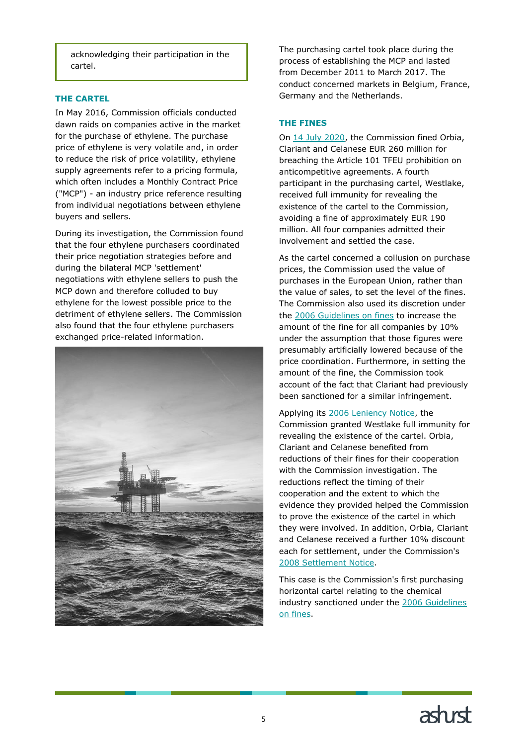acknowledging their participation in the cartel.

### THE CARTEL

In May 2016, Commission officials conducted dawn raids on companies active in the market for the purchase of ethylene. The purchase price of ethylene is very volatile and, in order to reduce the risk of price volatility, ethylene supply agreements refer to a pricing formula, which often includes a Monthly Contract Price ("MCP") - an industry price reference resulting from individual negotiations between ethylene buyers and sellers.

During its investigation, the Commission found that the four ethylene purchasers coordinated their price negotiation strategies before and during the bilateral MCP 'settlement' negotiations with ethylene sellers to push the MCP down and therefore colluded to buy ethylene for the lowest possible price to the detriment of ethylene sellers. The Commission also found that the four ethylene purchasers exchanged price-related information.

The purchasing cartel took place during the process of establishing the MCP and lasted from December 2011 to March 2017. The conduct concerned markets in Belgium, France, Germany and the Netherlands.

### THE FINES

On 14 July 2020, the Commission fined Orbia, Clariant and Celanese EUR 260 million for breaching the Article 101 TFEU prohibition on anticompetitive agreements. A fourth participant in the purchasing cartel, Westlake, received full immunity for revealing the existence of the cartel to the Commission, avoiding a fine of approximately EUR 190 million. All four companies admitted their involvement and settled the case.

As the cartel concerned a collusion on purchase prices, the Commission used the value of purchases in the European Union, rather than the value of sales, to set the level of the fines. The Commission also used its discretion under the 2006 Guidelines on fines to increase the amount of the fine for all companies by 10% under the assumption that those figures were presumably artificially lowered because of the price coordination. Furthermore, in setting the amount of the fine, the Commission took account of the fact that Clariant had previously been sanctioned for a similar infringement.

Applying its 2006 Leniency Notice, the Commission granted Westlake full immunity for revealing the existence of the cartel. Orbia, Clariant and Celanese benefited from reductions of their fines for their cooperation with the Commission investigation. The reductions reflect the timing of their cooperation and the extent to which the evidence they provided helped the Commission to prove the existence of the cartel in which they were involved. In addition, Orbia, Clariant and Celanese received a further 10% discount each for settlement, under the Commission's 2008 Settlement Notice.

This case is the Commission's first purchasing horizontal cartel relating to the chemical industry sanctioned under the 2006 Guidelines on fines.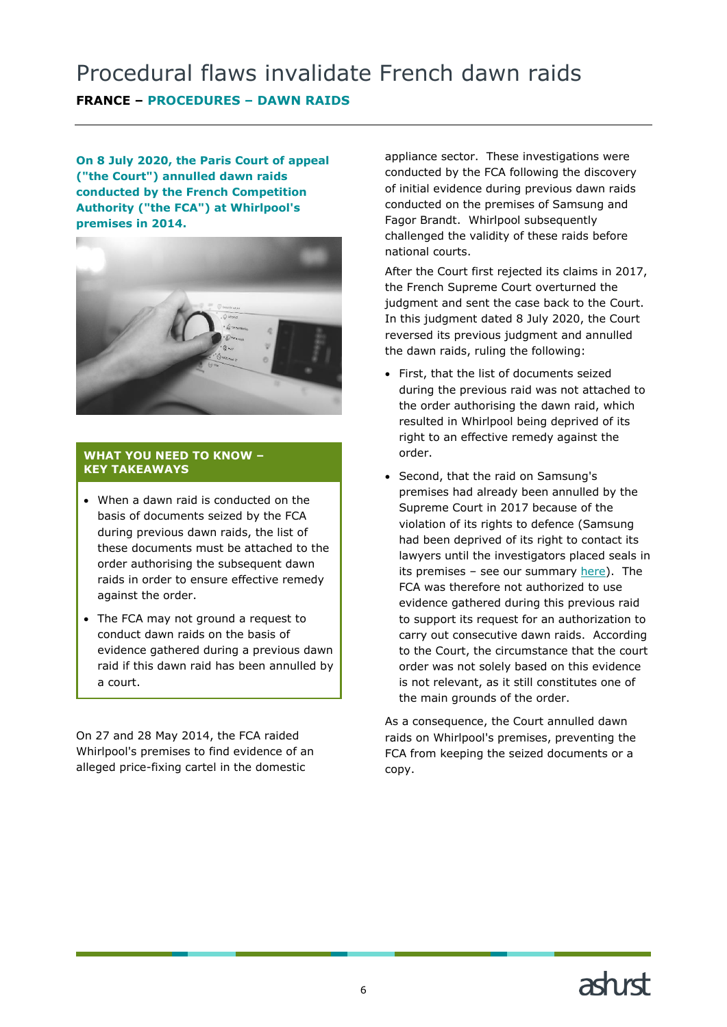# Procedural flaws invalidate French dawn raids

**FRANCE – PROCEDURES – DAWN RAIDS**

**On 8 July 2020, the Paris Court of appeal ("the Court") annulled dawn raids conducted by the French Competition Authority ("the FCA") at Whirlpool's premises in 2014.**

**WHAT YOU NEED TO KNOW – KEY TAKEAWAYS**

- When a dawn raid is conducted on the basis of documents seized by the FCA during previous dawn raids, the list of these documents must be attached to the order authorising the subsequent dawn raids in order to ensure effective remedy against the order.
- The FCA may not ground a request to conduct dawn raids on the basis of evidence gathered during a previous dawn raid if this dawn raid has been annulled by a court.

On 27 and 28 May 2014, the FCA raided Whirlpool's premises to find evidence of an alleged price-fixing cartel in the domestic appliance sector. These investigations were conducted by the FCA following the discovery of initial evidence during previous dawn raids conducted on the premises of Samsung and Fagor Brandt. Whirlpool subsequently challenged the validity of these raids before national courts.

After the Court first rejected its claims in 2017, the French Supreme Court overturned the judgment and sent the case back to the Court. In this judgment dated 8 July 2020, the Court reversed its previous judgment and annulled the dawn raids, ruling the following:

- First, that the list of documents seized during the previous raid was not attached to the order authorising the dawn raid, which resulted in Whirlpool being deprived of its right to an effective remedy against the order.
- Second, that the raid on Samsung's premises had already been annulled by the Supreme Court in 2017 because of the violation of its rights to defence (Samsung had been deprived of its right to contact its lawyers until the investigators placed seals in its premises – see our summary here). The FCA was therefore not authorized to use evidence gathered during this previous raid to support its request for an authorization to carry out consecutive dawn raids. According to the Court, the circumstance that the court order was not solely based on this evidence is not relevant, as it still constitutes one of the main grounds of the order.

As a consequence, the Court annulled dawn raids on Whirlpool's premises, preventing the FCA from keeping the seized documents or a copy.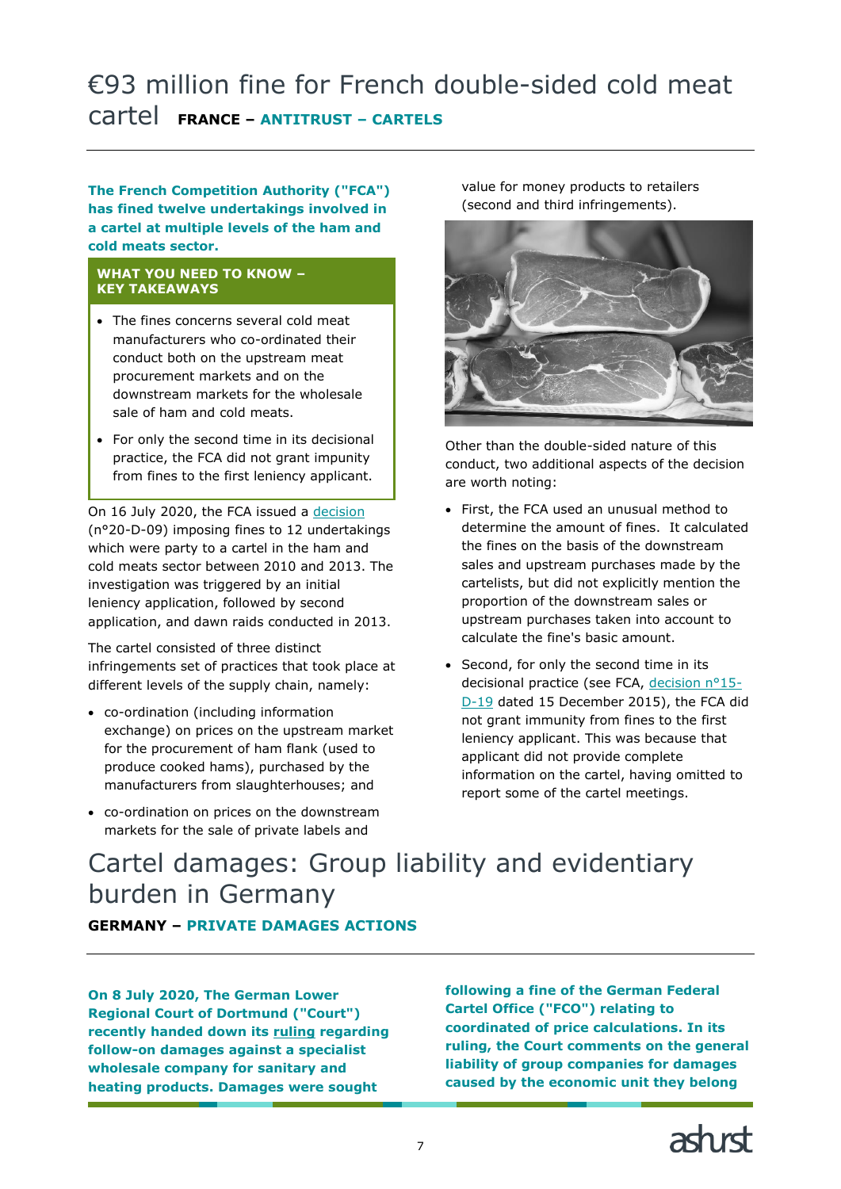# €93 million fine for French double-sided cold meat cartel

**FRANCE – ANTITRUST – CARTELS**

**The French Competition Authority ("FCA") has fined twelve undertakings involved in a cartel at multiple levels of the ham and cold meats sector.**

**WHAT YOU NEED TO KNOW – KEY TAKEAWAYS**

- The fines concerns several cold meat manufacturers who co-ordinated their conduct both on the upstream meat procurement markets and on the downstream markets for the wholesale sale of ham and cold meats.
- For only the second time in its decisional practice, the FCA did not grant impunity from fines to the first leniency applicant.

On 16 July 2020, the FCA issued a decision (n°20-D-09) imposing fines to 12 undertakings which were party to a cartel in the ham and cold meats sector between 2010 and 2013. The investigation was triggered by an initial leniency application, followed by second application, and dawn raids conducted in 2013.

The cartel consisted of three distinct infringements set of practices that took place at different levels of the supply chain, namely:

- co-ordination (including information exchange) on prices on the upstream market for the procurement of ham flank (used to produce cooked hams), purchased by the manufacturers from slaughterhouses; and
- co-ordination on prices on the downstream markets for the sale of private labels and value for money products to retailers (second and third infringements).

Other than the double-sided nature of this conduct, two additional aspects of the decision are worth noting:

- First, the FCA used an unusual method to determine the amount of fines. It calculated the fines on the basis of the downstream sales and upstream purchases made by the cartelists, but did not explicitly mention the proportion of the downstream sales or upstream purchases taken into account to calculate the fine's basic amount.
- Second, for only the second time in its decisional practice (see FCA, decision n°15-D-19 dated 15 December 2015), the FCA did not grant immunity from fines to the first leniency applicant. This was because that applicant did not provide complete information on the cartel, having omitted to report some of the cartel meetings.

# Cartel damages: Group liability and evidentiary burden in Germany

**GERMANY – PRIVATE DAMAGES ACTIONS**

**On 8 July 2020, The German Lower Regional Court of Dortmund ("Court") recently handed down its ruling regarding follow-on damages against a specialist wholesale company for sanitary and heating products. Damages were sought following a fine of the German Federal Cartel Office ("FCO") relating to coordinated of price calculations. In its ruling, the Court comments on the general liability of group companies for damages caused by the economic unit they belong**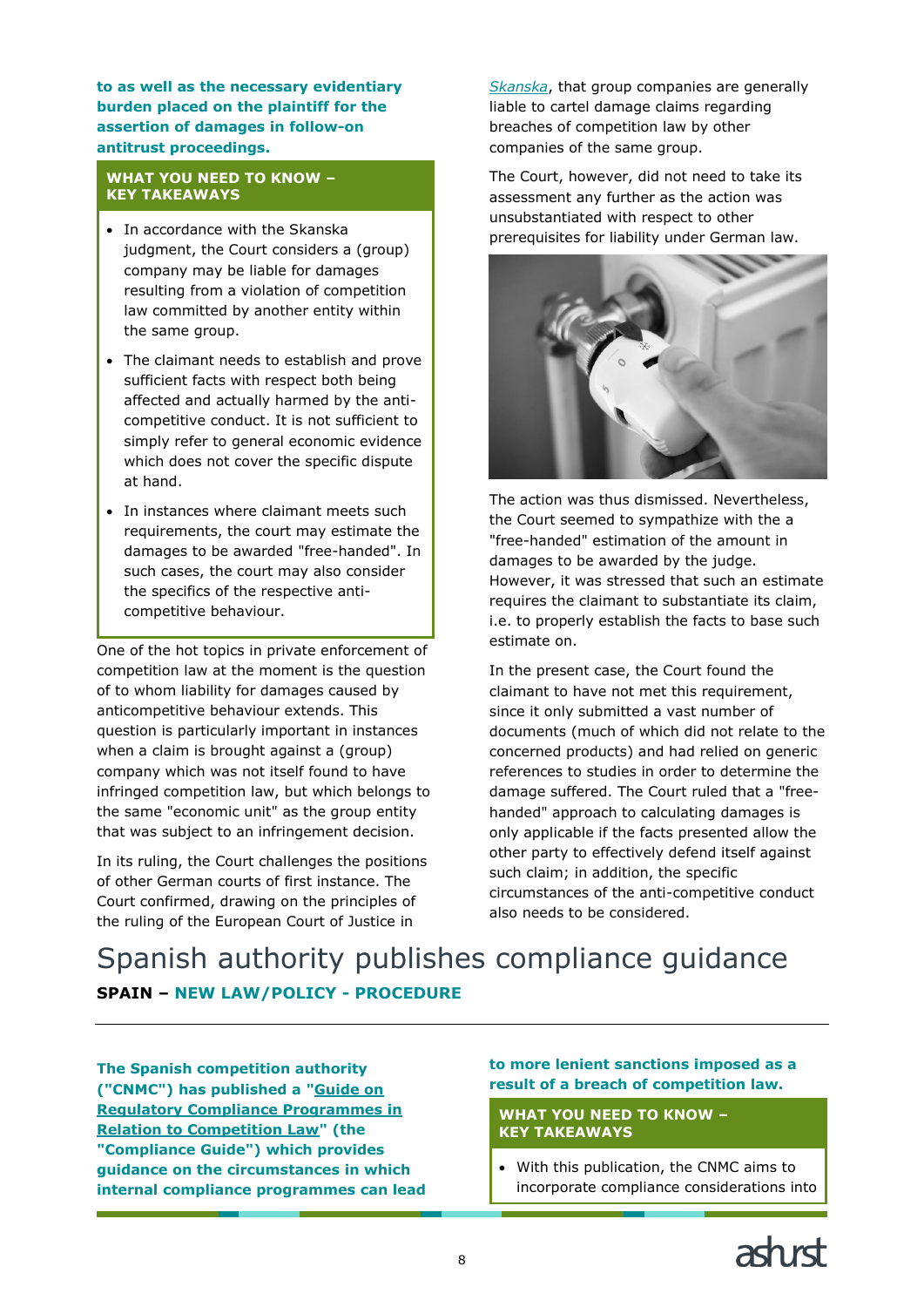**to as well as the necessary evidentiary burden placed on the plaintiff for the assertion of damages in follow-on antitrust proceedings.**

**WHAT YOU NEED TO KNOW – KEY TAKEAWAYS**

- In accordance with the Skanska judgment, the Court considers a (group) company may be liable for damages resulting from a violation of competition law committed by another entity within the same group.
- The claimant needs to establish and prove sufficient facts with respect both being affected and actually harmed by the anti-competitive conduct. It is not sufficient to simply refer to general economic evidence which does not cover the specific dispute at hand.
- In instances where claimant meets such requirements, the court may estimate the damages to be awarded "free-handed". In such cases, the court may also consider the specifics of the respective anti-competitive behaviour.

One of the hot topics in private enforcement of competition law at the moment is the question of to whom liability for damages caused by anticompetitive behaviour extends. This question is particularly important in instances when a claim is brought against a (group) company which was not itself found to have infringed competition law, but which belongs to the same "economic unit" as the group entity that was subject to an infringement decision.

In its ruling, the Court challenges the positions of other German courts of first instance. The Court confirmed, drawing on the principles of the ruling of the European Court of Justice in *Skanska*, that group companies are generally liable to cartel damage claims regarding breaches of competition law by other companies of the same group.

The Court, however, did not need to take its assessment any further as the action was unsubstantiated with respect to other prerequisites for liability under German law.

The action was thus dismissed. Nevertheless, the Court seemed to sympathize with the a "free-handed" estimation of the amount in damages to be awarded by the judge. However, it was stressed that such an estimate requires the claimant to substantiate its claim, i.e. to properly establish the facts to base such estimate on.

In the present case, the Court found the claimant to have not met this requirement, since it only submitted a vast number of documents (much of which did not relate to the concerned products) and had relied on generic references to studies in order to determine the damage suffered. The Court ruled that a "free-handed" approach to calculating damages is only applicable if the facts presented allow the other party to effectively defend itself against such claim; in addition, the specific circumstances of the anti-competitive conduct also needs to be considered.

# Spanish authority publishes compliance guidance

**SPAIN – NEW LAW/POLICY - PROCEDURE**

**The Spanish competition authority ("CNMC") has published a "Guide on Regulatory Compliance Programmes in Relation to Competition Law" (the "Compliance Guide") which provides guidance on the circumstances in which internal compliance programmes can lead to more lenient sanctions imposed as a result of a breach of competition law.**

**WHAT YOU NEED TO KNOW – KEY TAKEAWAYS**

- With this publication, the CNMC aims to incorporate compliance considerations into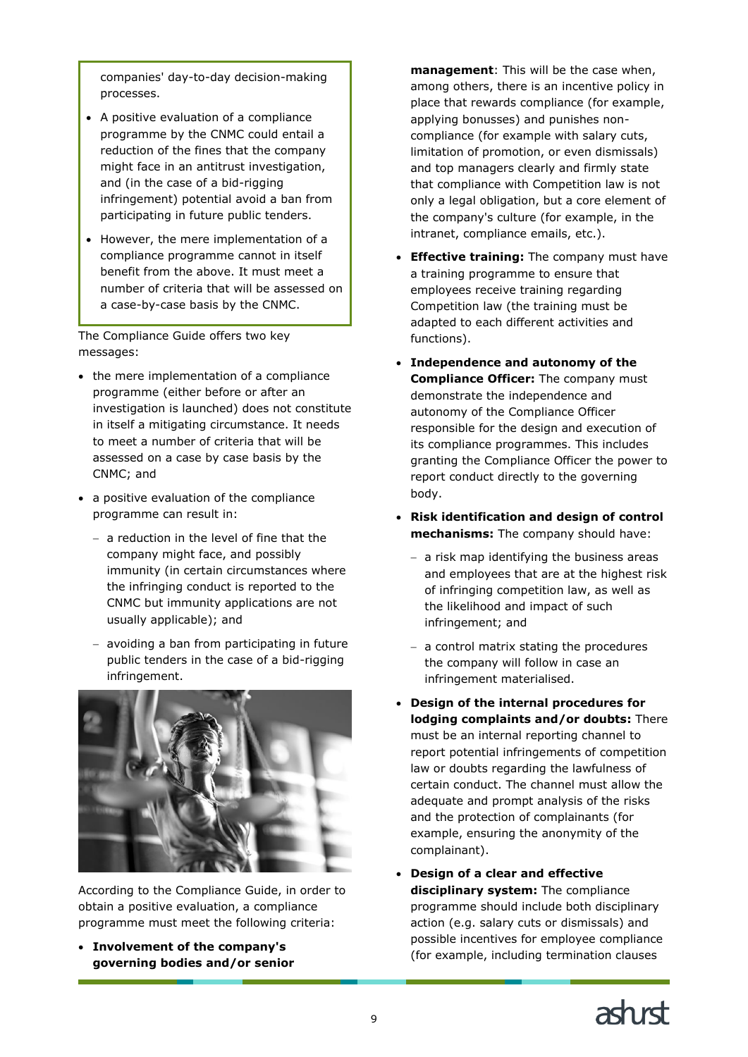companies' day-to-day decision-making processes.

- A positive evaluation of a compliance programme by the CNMC could entail a reduction of the fines that the company might face in an antitrust investigation, and (in the case of a bid-rigging infringement) potential avoid a ban from participating in future public tenders.
- However, the mere implementation of a compliance programme cannot in itself benefit from the above. It must meet a number of criteria that will be assessed on a case-by-case basis by the CNMC.

The Compliance Guide offers two key messages:

- the mere implementation of a compliance programme (either before or after an investigation is launched) does not constitute in itself a mitigating circumstance. It needs to meet a number of criteria that will be assessed on a case by case basis by the CNMC; and
- a positive evaluation of the compliance programme can result in:
  - a reduction in the level of fine that the company might face, and possibly immunity (in certain circumstances where the infringing conduct is reported to the CNMC but immunity applications are not usually applicable); and
  - avoiding a ban from participating in future public tenders in the case of a bid-rigging infringement.

According to the Compliance Guide, in order to obtain a positive evaluation, a compliance programme must meet the following criteria:

- **Involvement of the company's governing bodies and/or senior management**: This will be the case when, among others, there is an incentive policy in place that rewards compliance (for example, applying bonusses) and punishes non-compliance (for example with salary cuts, limitation of promotion, or even dismissals) and top managers clearly and firmly state that compliance with Competition law is not only a legal obligation, but a core element of the company's culture (for example, in the intranet, compliance emails, etc.).
- **Effective training:** The company must have a training programme to ensure that employees receive training regarding Competition law (the training must be adapted to each different activities and functions).
- **Independence and autonomy of the Compliance Officer:** The company must demonstrate the independence and autonomy of the Compliance Officer responsible for the design and execution of its compliance programmes. This includes granting the Compliance Officer the power to report conduct directly to the governing body.
- **Risk identification and design of control mechanisms:** The company should have:
  - a risk map identifying the business areas and employees that are at the highest risk of infringing competition law, as well as the likelihood and impact of such infringement; and
  - a control matrix stating the procedures the company will follow in case an infringement materialised.
- **Design of the internal procedures for lodging complaints and/or doubts:** There must be an internal reporting channel to report potential infringements of competition law or doubts regarding the lawfulness of certain conduct. The channel must allow the adequate and prompt analysis of the risks and the protection of complainants (for example, ensuring the anonymity of the complainant).
- **Design of a clear and effective disciplinary system:** The compliance programme should include both disciplinary action (e.g. salary cuts or dismissals) and possible incentives for employee compliance (for example, including termination clauses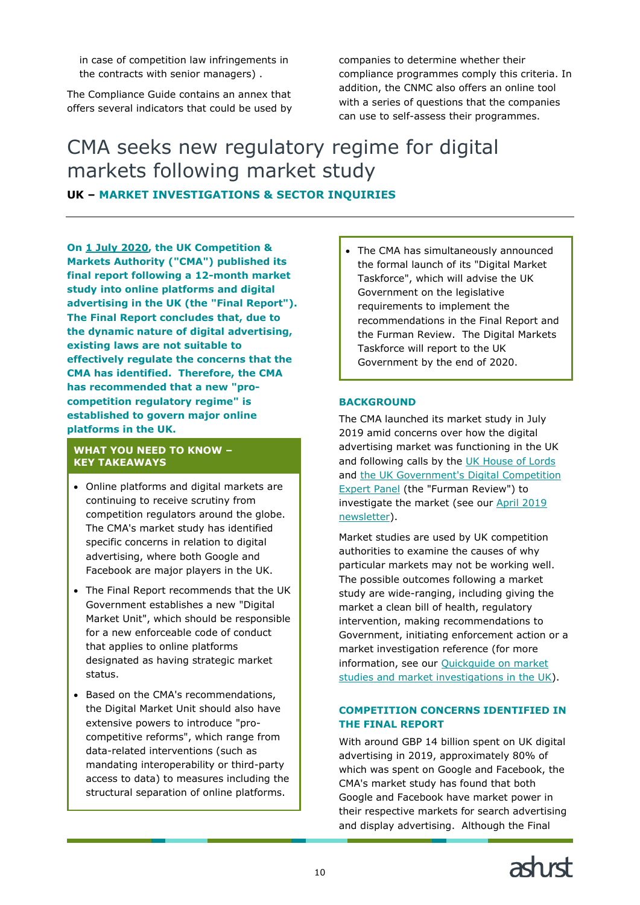in case of competition law infringements in the contracts with senior managers) .

The Compliance Guide contains an annex that offers several indicators that could be used by companies to determine whether their compliance programmes comply this criteria. In addition, the CNMC also offers an online tool with a series of questions that the companies can use to self-assess their programmes.

# CMA seeks new regulatory regime for digital markets following market study

**UK – MARKET INVESTIGATIONS & SECTOR INQUIRIES**

**On 1 July 2020, the UK Competition & Markets Authority ("CMA") published its final report following a 12-month market study into online platforms and digital advertising in the UK (the "Final Report"). The Final Report concludes that, due to the dynamic nature of digital advertising, existing laws are not suitable to effectively regulate the concerns that the CMA has identified. Therefore, the CMA has recommended that a new "pro-competition regulatory regime" is established to govern major online platforms in the UK.**

**WHAT YOU NEED TO KNOW – KEY TAKEAWAYS**

- Online platforms and digital markets are continuing to receive scrutiny from competition regulators around the globe. The CMA's market study has identified specific concerns in relation to digital advertising, where both Google and Facebook are major players in the UK.
- The Final Report recommends that the UK Government establishes a new "Digital Market Unit", which should be responsible for a new enforceable code of conduct that applies to online platforms designated as having strategic market status.
- Based on the CMA's recommendations, the Digital Market Unit should also have extensive powers to introduce "pro-competitive reforms", which range from data-related interventions (such as mandating interoperability or third-party access to data) to measures including the structural separation of online platforms.
- The CMA has simultaneously announced the formal launch of its "Digital Market Taskforce", which will advise the UK Government on the legislative requirements to implement the recommendations in the Final Report and the Furman Review. The Digital Markets Taskforce will report to the UK Government by the end of 2020.

## BACKGROUND

The CMA launched its market study in July 2019 amid concerns over how the digital advertising market was functioning in the UK and following calls by the UK House of Lords and the UK Government's Digital Competition Expert Panel (the "Furman Review") to investigate the market (see our April 2019 newsletter).

Market studies are used by UK competition authorities to examine the causes of why particular markets may not be working well. The possible outcomes following a market study are wide-ranging, including giving the market a clean bill of health, regulatory intervention, making recommendations to Government, initiating enforcement action or a market investigation reference (for more information, see our Quickguide on market studies and market investigations in the UK).

## COMPETITION CONCERNS IDENTIFIED IN THE FINAL REPORT

With around GBP 14 billion spent on UK digital advertising in 2019, approximately 80% of which was spent on Google and Facebook, the CMA's market study has found that both Google and Facebook have market power in their respective markets for search advertising and display advertising. Although the Final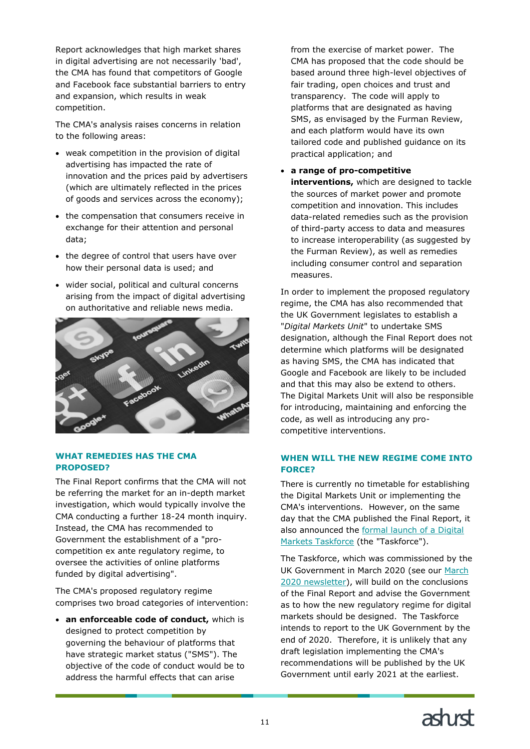Report acknowledges that high market shares in digital advertising are not necessarily 'bad', the CMA has found that competitors of Google and Facebook face substantial barriers to entry and expansion, which results in weak competition.

The CMA's analysis raises concerns in relation to the following areas:

- weak competition in the provision of digital advertising has impacted the rate of innovation and the prices paid by advertisers (which are ultimately reflected in the prices of goods and services across the economy);
- the compensation that consumers receive in exchange for their attention and personal data;
- the degree of control that users have over how their personal data is used; and
- wider social, political and cultural concerns arising from the impact of digital advertising on authoritative and reliable news media.

## WHAT REMEDIES HAS THE CMA PROPOSED?

The Final Report confirms that the CMA will not be referring the market for an in-depth market investigation, which would typically involve the CMA conducting a further 18-24 month inquiry. Instead, the CMA has recommended to Government the establishment of a "pro-competition ex ante regulatory regime, to oversee the activities of online platforms funded by digital advertising".

The CMA's proposed regulatory regime comprises two broad categories of intervention:

- **an enforceable code of conduct,** which is designed to protect competition by governing the behaviour of platforms that have strategic market status ("SMS"). The objective of the code of conduct would be to address the harmful effects that can arise from the exercise of market power. The CMA has proposed that the code should be based around three high-level objectives of fair trading, open choices and trust and transparency. The code will apply to platforms that are designated as having SMS, as envisaged by the Furman Review, and each platform would have its own tailored code and published guidance on its practical application; and
- **a range of pro-competitive interventions,** which are designed to tackle the sources of market power and promote competition and innovation. This includes data-related remedies such as the provision of third-party access to data and measures to increase interoperability (as suggested by the Furman Review), as well as remedies including consumer control and separation measures.

In order to implement the proposed regulatory regime, the CMA has also recommended that the UK Government legislates to establish a "*Digital Markets Unit*" to undertake SMS designation, although the Final Report does not determine which platforms will be designated as having SMS, the CMA has indicated that Google and Facebook are likely to be included and that this may also be extend to others. The Digital Markets Unit will also be responsible for introducing, maintaining and enforcing the code, as well as introducing any pro-competitive interventions.

## WHEN WILL THE NEW REGIME COME INTO FORCE?

There is currently no timetable for establishing the Digital Markets Unit or implementing the CMA's interventions. However, on the same day that the CMA published the Final Report, it also announced the formal launch of a Digital Markets Taskforce (the "Taskforce").

The Taskforce, which was commissioned by the UK Government in March 2020 (see our March 2020 newsletter), will build on the conclusions of the Final Report and advise the Government as to how the new regulatory regime for digital markets should be designed. The Taskforce intends to report to the UK Government by the end of 2020. Therefore, it is unlikely that any draft legislation implementing the CMA's recommendations will be published by the UK Government until early 2021 at the earliest.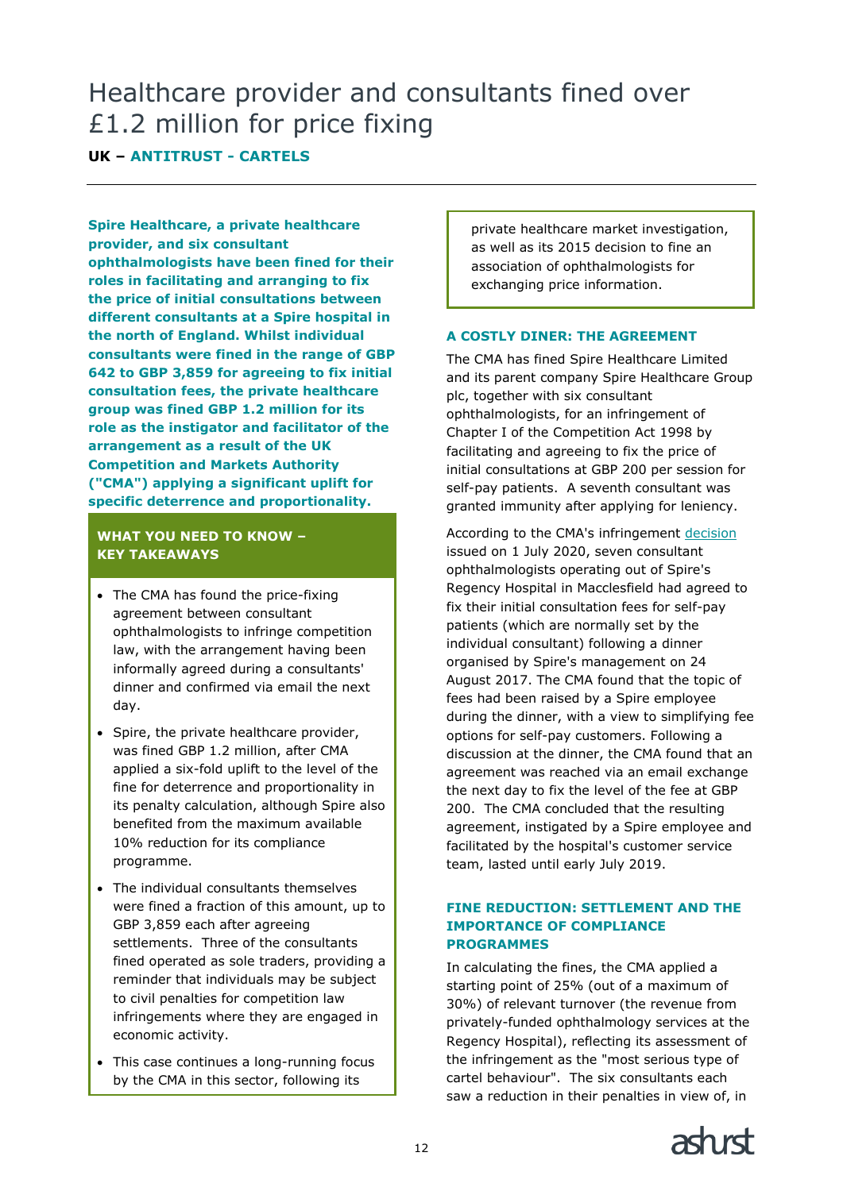# Healthcare provider and consultants fined over £1.2 million for price fixing

**UK – ANTITRUST - CARTELS**

**Spire Healthcare, a private healthcare provider, and six consultant ophthalmologists have been fined for their roles in facilitating and arranging to fix the price of initial consultations between different consultants at a Spire hospital in the north of England. Whilst individual consultants were fined in the range of GBP 642 to GBP 3,859 for agreeing to fix initial consultation fees, the private healthcare group was fined GBP 1.2 million for its role as the instigator and facilitator of the arrangement as a result of the UK Competition and Markets Authority ("CMA") applying a significant uplift for specific deterrence and proportionality.**

**WHAT YOU NEED TO KNOW – KEY TAKEAWAYS**

- The CMA has found the price-fixing agreement between consultant ophthalmologists to infringe competition law, with the arrangement having been informally agreed during a consultants' dinner and confirmed via email the next day.
- Spire, the private healthcare provider, was fined GBP 1.2 million, after CMA applied a six-fold uplift to the level of the fine for deterrence and proportionality in its penalty calculation, although Spire also benefited from the maximum available 10% reduction for its compliance programme.
- The individual consultants themselves were fined a fraction of this amount, up to GBP 3,859 each after agreeing settlements. Three of the consultants fined operated as sole traders, providing a reminder that individuals may be subject to civil penalties for competition law infringements where they are engaged in economic activity.
- This case continues a long-running focus by the CMA in this sector, following its private healthcare market investigation, as well as its 2015 decision to fine an association of ophthalmologists for exchanging price information.

## A COSTLY DINER: THE AGREEMENT

The CMA has fined Spire Healthcare Limited and its parent company Spire Healthcare Group plc, together with six consultant ophthalmologists, for an infringement of Chapter I of the Competition Act 1998 by facilitating and agreeing to fix the price of initial consultations at GBP 200 per session for self-pay patients. A seventh consultant was granted immunity after applying for leniency.

According to the CMA's infringement decision issued on 1 July 2020, seven consultant ophthalmologists operating out of Spire's Regency Hospital in Macclesfield had agreed to fix their initial consultation fees for self-pay patients (which are normally set by the individual consultant) following a dinner organised by Spire's management on 24 August 2017. The CMA found that the topic of fees had been raised by a Spire employee during the dinner, with a view to simplifying fee options for self-pay customers. Following a discussion at the dinner, the CMA found that an agreement was reached via an email exchange the next day to fix the level of the fee at GBP 200. The CMA concluded that the resulting agreement, instigated by a Spire employee and facilitated by the hospital's customer service team, lasted until early July 2019.

## FINE REDUCTION: SETTLEMENT AND THE IMPORTANCE OF COMPLIANCE PROGRAMMES

In calculating the fines, the CMA applied a starting point of 25% (out of a maximum of 30%) of relevant turnover (the revenue from privately-funded ophthalmology services at the Regency Hospital), reflecting its assessment of the infringement as the "most serious type of cartel behaviour". The six consultants each saw a reduction in their penalties in view of, in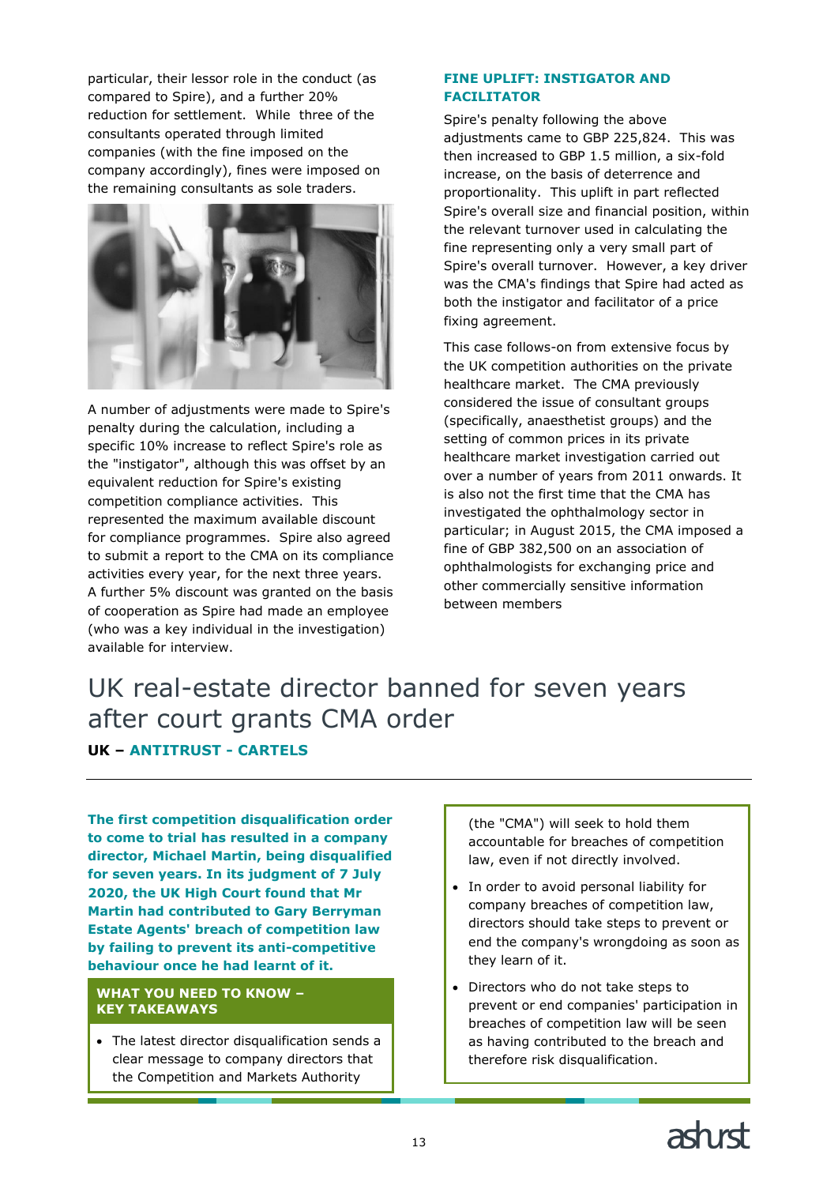particular, their lessor role in the conduct (as compared to Spire), and a further 20% reduction for settlement. While three of the consultants operated through limited companies (with the fine imposed on the company accordingly), fines were imposed on the remaining consultants as sole traders.

A number of adjustments were made to Spire's penalty during the calculation, including a specific 10% increase to reflect Spire's role as the "instigator", although this was offset by an equivalent reduction for Spire's existing competition compliance activities. This represented the maximum available discount for compliance programmes. Spire also agreed to submit a report to the CMA on its compliance activities every year, for the next three years. A further 5% discount was granted on the basis of cooperation as Spire had made an employee (who was a key individual in the investigation) available for interview.

### FINE UPLIFT: INSTIGATOR AND FACILITATOR

Spire's penalty following the above adjustments came to GBP 225,824. This was then increased to GBP 1.5 million, a six-fold increase, on the basis of deterrence and proportionality. This uplift in part reflected Spire's overall size and financial position, within the relevant turnover used in calculating the fine representing only a very small part of Spire's overall turnover. However, a key driver was the CMA's findings that Spire had acted as both the instigator and facilitator of a price fixing agreement.

This case follows-on from extensive focus by the UK competition authorities on the private healthcare market. The CMA previously considered the issue of consultant groups (specifically, anaesthetist groups) and the setting of common prices in its private healthcare market investigation carried out over a number of years from 2011 onwards. It is also not the first time that the CMA has investigated the ophthalmology sector in particular; in August 2015, the CMA imposed a fine of GBP 382,500 on an association of ophthalmologists for exchanging price and other commercially sensitive information between members

# UK real-estate director banned for seven years after court grants CMA order

**UK – ANTITRUST - CARTELS**

**The first competition disqualification order to come to trial has resulted in a company director, Michael Martin, being disqualified for seven years. In its judgment of 7 July 2020, the UK High Court found that Mr Martin had contributed to Gary Berryman Estate Agents' breach of competition law by failing to prevent its anti-competitive behaviour once he had learnt of it.**

**WHAT YOU NEED TO KNOW – KEY TAKEAWAYS**

- The latest director disqualification sends a clear message to company directors that the Competition and Markets Authority (the "CMA") will seek to hold them accountable for breaches of competition law, even if not directly involved.
- In order to avoid personal liability for company breaches of competition law, directors should take steps to prevent or end the company's wrongdoing as soon as they learn of it.
- Directors who do not take steps to prevent or end companies' participation in breaches of competition law will be seen as having contributed to the breach and therefore risk disqualification.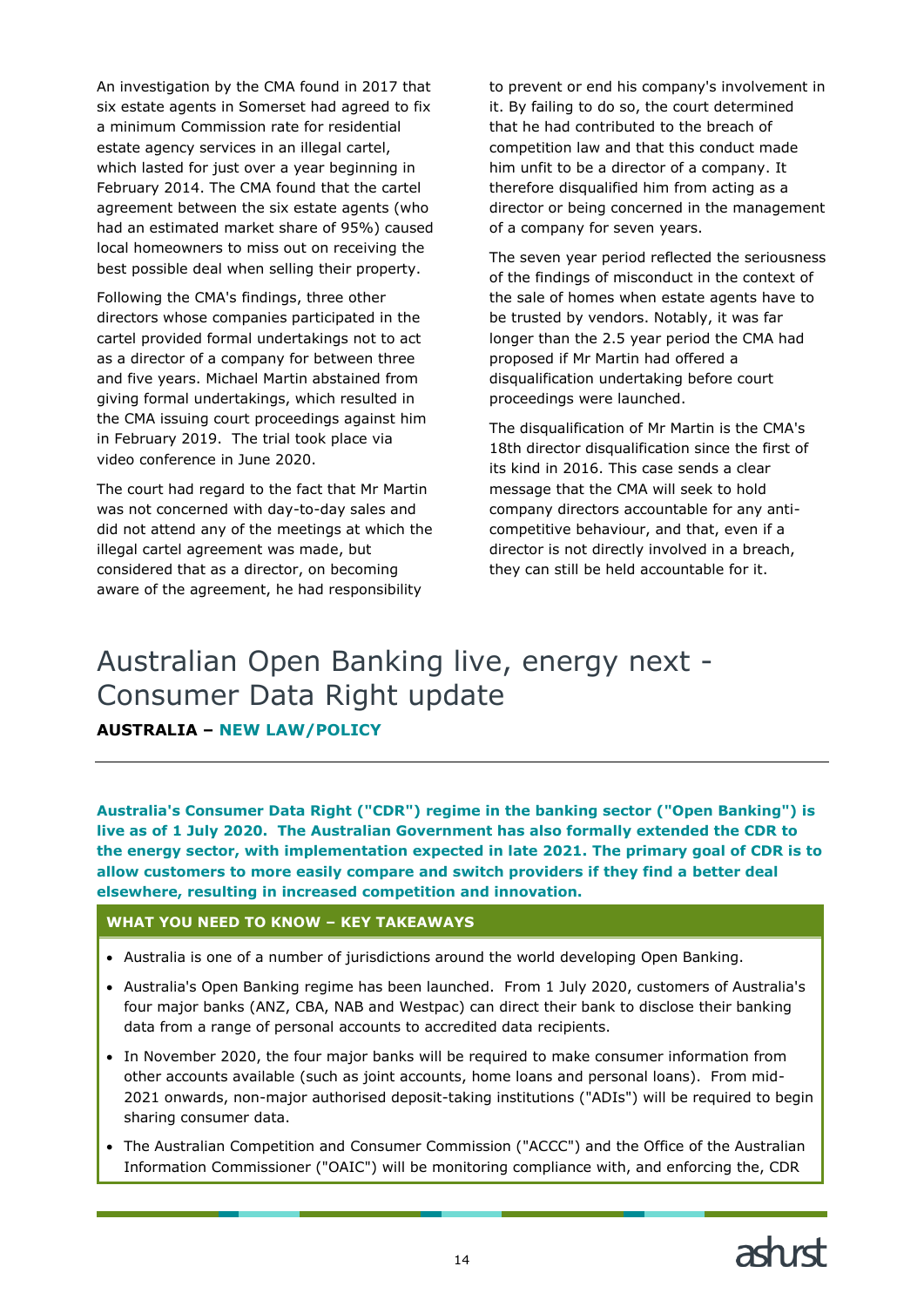An investigation by the CMA found in 2017 that six estate agents in Somerset had agreed to fix a minimum Commission rate for residential estate agency services in an illegal cartel, which lasted for just over a year beginning in February 2014. The CMA found that the cartel agreement between the six estate agents (who had an estimated market share of 95%) caused local homeowners to miss out on receiving the best possible deal when selling their property.

Following the CMA's findings, three other directors whose companies participated in the cartel provided formal undertakings not to act as a director of a company for between three and five years. Michael Martin abstained from giving formal undertakings, which resulted in the CMA issuing court proceedings against him in February 2019. The trial took place via video conference in June 2020.

The court had regard to the fact that Mr Martin was not concerned with day-to-day sales and did not attend any of the meetings at which the illegal cartel agreement was made, but considered that as a director, on becoming aware of the agreement, he had responsibility to prevent or end his company's involvement in it. By failing to do so, the court determined that he had contributed to the breach of competition law and that this conduct made him unfit to be a director of a company. It therefore disqualified him from acting as a director or being concerned in the management of a company for seven years.

The seven year period reflected the seriousness of the findings of misconduct in the context of the sale of homes when estate agents have to be trusted by vendors. Notably, it was far longer than the 2.5 year period the CMA had proposed if Mr Martin had offered a disqualification undertaking before court proceedings were launched.

The disqualification of Mr Martin is the CMA's 18th director disqualification since the first of its kind in 2016. This case sends a clear message that the CMA will seek to hold company directors accountable for any anti-competitive behaviour, and that, even if a director is not directly involved in a breach, they can still be held accountable for it.

# Australian Open Banking live, energy next - Consumer Data Right update

**AUSTRALIA – NEW LAW/POLICY**

**Australia's Consumer Data Right ("CDR") regime in the banking sector ("Open Banking") is live as of 1 July 2020. The Australian Government has also formally extended the CDR to the energy sector, with implementation expected in late 2021. The primary goal of CDR is to allow customers to more easily compare and switch providers if they find a better deal elsewhere, resulting in increased competition and innovation.**

**WHAT YOU NEED TO KNOW – KEY TAKEAWAYS**

- Australia is one of a number of jurisdictions around the world developing Open Banking.
- Australia's Open Banking regime has been launched. From 1 July 2020, customers of Australia's four major banks (ANZ, CBA, NAB and Westpac) can direct their bank to disclose their banking data from a range of personal accounts to accredited data recipients.
- In November 2020, the four major banks will be required to make consumer information from other accounts available (such as joint accounts, home loans and personal loans). From mid-2021 onwards, non-major authorised deposit-taking institutions ("ADIs") will be required to begin sharing consumer data.
- The Australian Competition and Consumer Commission ("ACCC") and the Office of the Australian Information Commissioner ("OAIC") will be monitoring compliance with, and enforcing the, CDR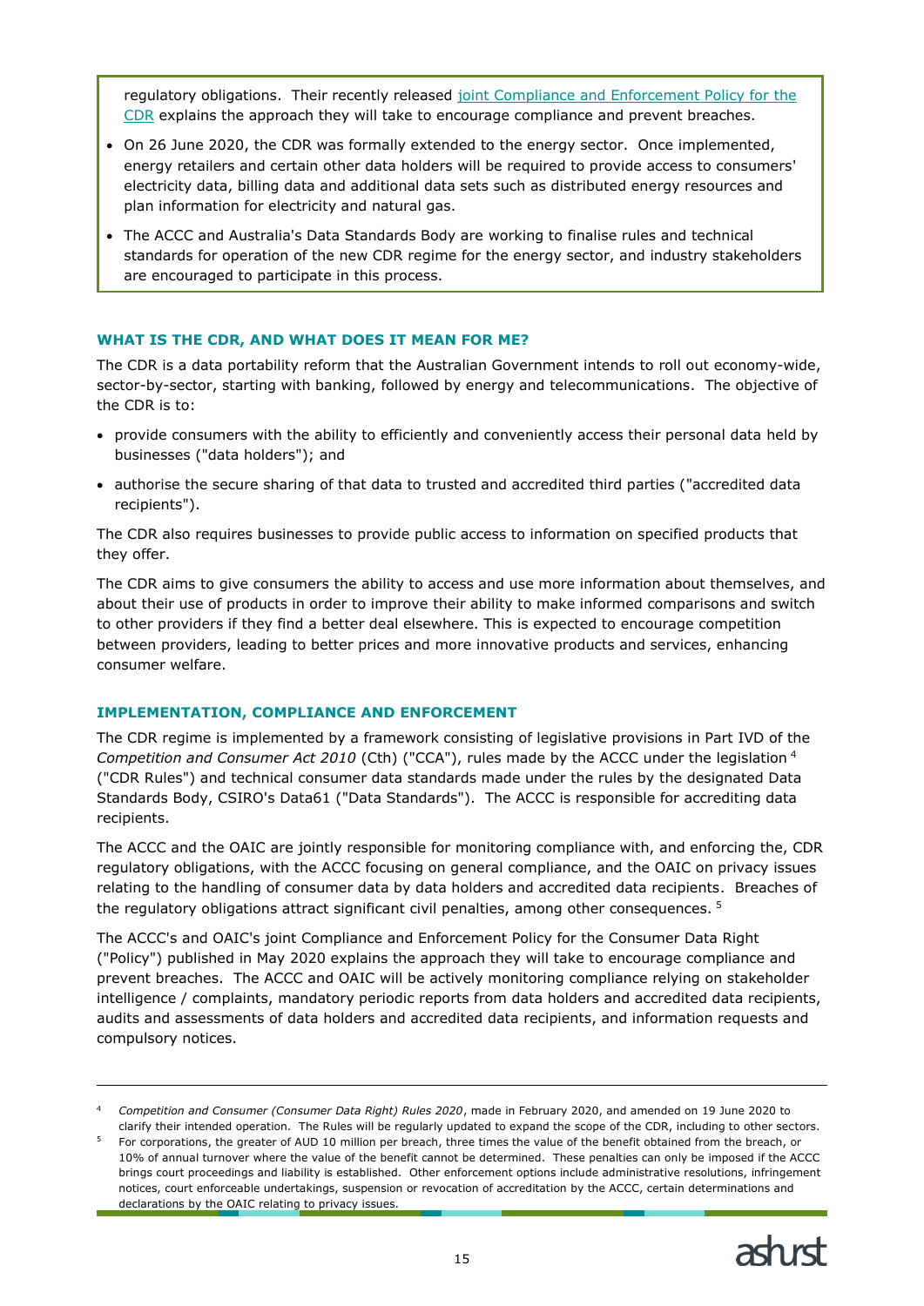regulatory obligations. Their recently released [joint Compliance and Enforcement Policy for the CDR](#) explains the approach they will take to encourage compliance and prevent breaches.

- On 26 June 2020, the CDR was formally extended to the energy sector. Once implemented, energy retailers and certain other data holders will be required to provide access to consumers' electricity data, billing data and additional data sets such as distributed energy resources and plan information for electricity and natural gas.
- The ACCC and Australia's Data Standards Body are working to finalise rules and technical standards for operation of the new CDR regime for the energy sector, and industry stakeholders are encouraged to participate in this process.

### WHAT IS THE CDR, AND WHAT DOES IT MEAN FOR ME?

The CDR is a data portability reform that the Australian Government intends to roll out economy-wide, sector-by-sector, starting with banking, followed by energy and telecommunications. The objective of the CDR is to:

- provide consumers with the ability to efficiently and conveniently access their personal data held by businesses ("data holders"); and
- authorise the secure sharing of that data to trusted and accredited third parties ("accredited data recipients").

The CDR also requires businesses to provide public access to information on specified products that they offer.

The CDR aims to give consumers the ability to access and use more information about themselves, and about their use of products in order to improve their ability to make informed comparisons and switch to other providers if they find a better deal elsewhere. This is expected to encourage competition between providers, leading to better prices and more innovative products and services, enhancing consumer welfare.

### IMPLEMENTATION, COMPLIANCE AND ENFORCEMENT

The CDR regime is implemented by a framework consisting of legislative provisions in Part IVD of the *Competition and Consumer Act 2010* (Cth) ("CCA"), rules made by the ACCC under the legislation [4] ("CDR Rules") and technical consumer data standards made under the rules by the designated Data Standards Body, CSIRO's Data61 ("Data Standards"). The ACCC is responsible for accrediting data recipients.

The ACCC and the OAIC are jointly responsible for monitoring compliance with, and enforcing the, CDR regulatory obligations, with the ACCC focusing on general compliance, and the OAIC on privacy issues relating to the handling of consumer data by data holders and accredited data recipients. Breaches of the regulatory obligations attract significant civil penalties, among other consequences. [5]

The ACCC's and OAIC's joint Compliance and Enforcement Policy for the Consumer Data Right ("Policy") published in May 2020 explains the approach they will take to encourage compliance and prevent breaches. The ACCC and OAIC will be actively monitoring compliance relying on stakeholder intelligence / complaints, mandatory periodic reports from data holders and accredited data recipients, audits and assessments of data holders and accredited data recipients, and information requests and compulsory notices.

---

[4] *Competition and Consumer (Consumer Data Right) Rules 2020*, made in February 2020, and amended on 19 June 2020 to clarify their intended operation. The Rules will be regularly updated to expand the scope of the CDR, including to other sectors.

[5] For corporations, the greater of AUD 10 million per breach, three times the value of the benefit obtained from the breach, or 10% of annual turnover where the value of the benefit cannot be determined. These penalties can only be imposed if the ACCC brings court proceedings and liability is established. Other enforcement options include administrative resolutions, infringement notices, court enforceable undertakings, suspension or revocation of accreditation by the ACCC, certain determinations and declarations by the OAIC relating to privacy issues.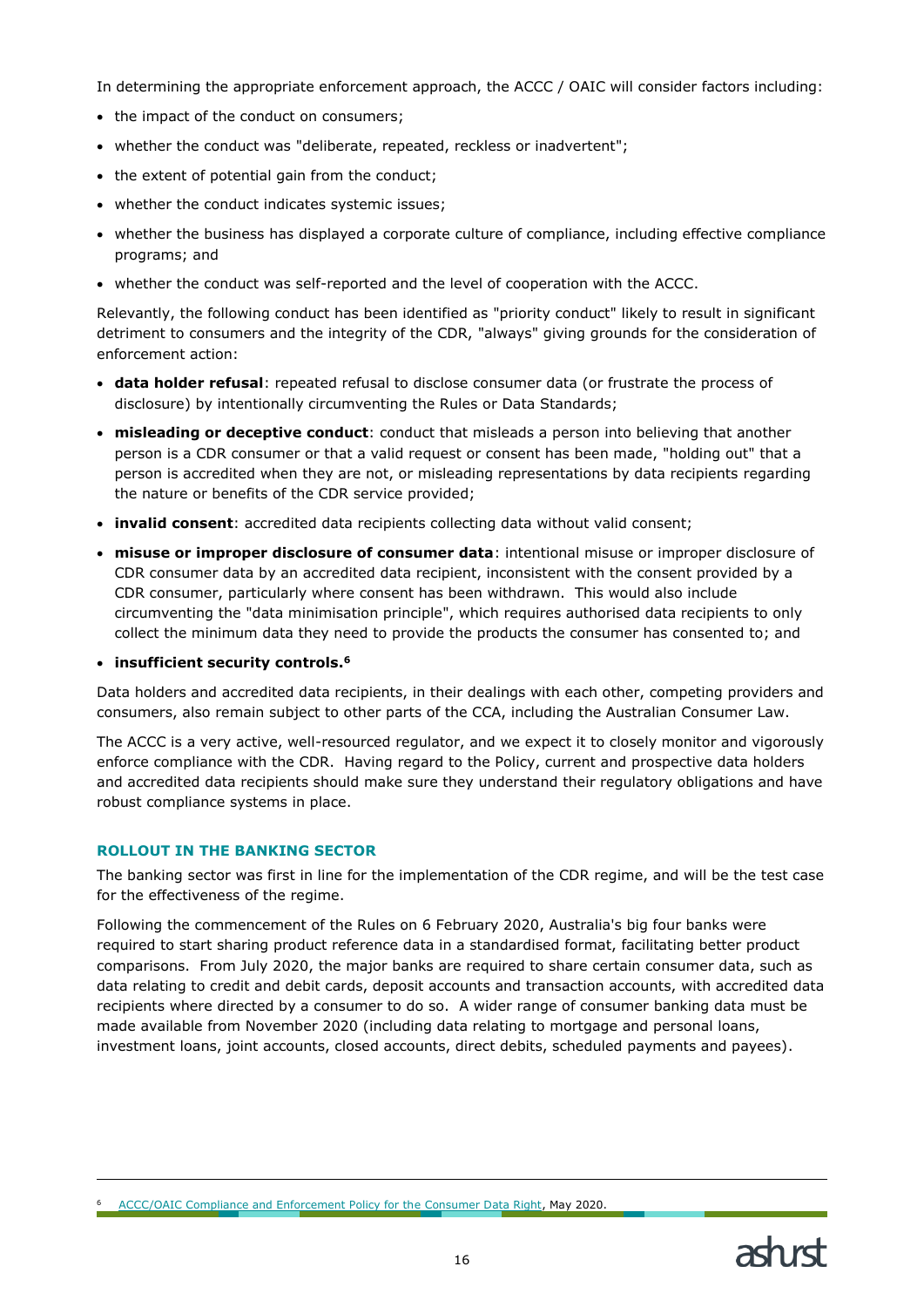In determining the appropriate enforcement approach, the ACCC / OAIC will consider factors including:

- the impact of the conduct on consumers;
- whether the conduct was "deliberate, repeated, reckless or inadvertent";
- the extent of potential gain from the conduct;
- whether the conduct indicates systemic issues;
- whether the business has displayed a corporate culture of compliance, including effective compliance programs; and
- whether the conduct was self-reported and the level of cooperation with the ACCC.

Relevantly, the following conduct has been identified as "priority conduct" likely to result in significant detriment to consumers and the integrity of the CDR, "always" giving grounds for the consideration of enforcement action:

- **data holder refusal**: repeated refusal to disclose consumer data (or frustrate the process of disclosure) by intentionally circumventing the Rules or Data Standards;
- **misleading or deceptive conduct**: conduct that misleads a person into believing that another person is a CDR consumer or that a valid request or consent has been made, "holding out" that a person is accredited when they are not, or misleading representations by data recipients regarding the nature or benefits of the CDR service provided;
- **invalid consent**: accredited data recipients collecting data without valid consent;
- **misuse or improper disclosure of consumer data**: intentional misuse or improper disclosure of CDR consumer data by an accredited data recipient, inconsistent with the consent provided by a CDR consumer, particularly where consent has been withdrawn. This would also include circumventing the "data minimisation principle", which requires authorised data recipients to only collect the minimum data they need to provide the products the consumer has consented to; and
- **insufficient security controls.**[6]

Data holders and accredited data recipients, in their dealings with each other, competing providers and consumers, also remain subject to other parts of the CCA, including the Australian Consumer Law.

The ACCC is a very active, well-resourced regulator, and we expect it to closely monitor and vigorously enforce compliance with the CDR. Having regard to the Policy, current and prospective data holders and accredited data recipients should make sure they understand their regulatory obligations and have robust compliance systems in place.

### ROLLOUT IN THE BANKING SECTOR

The banking sector was first in line for the implementation of the CDR regime, and will be the test case for the effectiveness of the regime.

Following the commencement of the Rules on 6 February 2020, Australia's big four banks were required to start sharing product reference data in a standardised format, facilitating better product comparisons. From July 2020, the major banks are required to share certain consumer data, such as data relating to credit and debit cards, deposit accounts and transaction accounts, with accredited data recipients where directed by a consumer to do so. A wider range of consumer banking data must be made available from November 2020 (including data relating to mortgage and personal loans, investment loans, joint accounts, closed accounts, direct debits, scheduled payments and payees).

[6] ACCC/OAIC Compliance and Enforcement Policy for the Consumer Data Right, May 2020.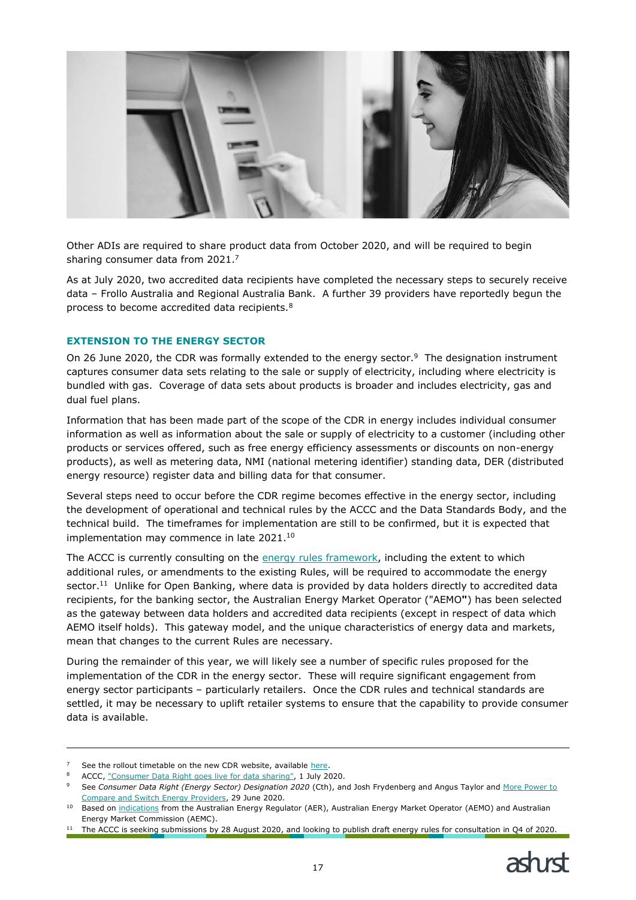Other ADIs are required to share product data from October 2020, and will be required to begin sharing consumer data from 2021.[7]

As at July 2020, two accredited data recipients have completed the necessary steps to securely receive data – Frollo Australia and Regional Australia Bank. A further 39 providers have reportedly begun the process to become accredited data recipients.[8]

### EXTENSION TO THE ENERGY SECTOR

On 26 June 2020, the CDR was formally extended to the energy sector.[9] The designation instrument captures consumer data sets relating to the sale or supply of electricity, including where electricity is bundled with gas. Coverage of data sets about products is broader and includes electricity, gas and dual fuel plans.

Information that has been made part of the scope of the CDR in energy includes individual consumer information as well as information about the sale or supply of electricity to a customer (including other products or services offered, such as free energy efficiency assessments or discounts on non-energy products), as well as metering data, NMI (national metering identifier) standing data, DER (distributed energy resource) register data and billing data for that consumer.

Several steps need to occur before the CDR regime becomes effective in the energy sector, including the development of operational and technical rules by the ACCC and the Data Standards Body, and the technical build. The timeframes for implementation are still to be confirmed, but it is expected that implementation may commence in late 2021.[10]

The ACCC is currently consulting on the energy rules framework, including the extent to which additional rules, or amendments to the existing Rules, will be required to accommodate the energy sector.[11] Unlike for Open Banking, where data is provided by data holders directly to accredited data recipients, for the banking sector, the Australian Energy Market Operator ("AEMO") has been selected as the gateway between data holders and accredited data recipients (except in respect of data which AEMO itself holds). This gateway model, and the unique characteristics of energy data and markets, mean that changes to the current Rules are necessary.

During the remainder of this year, we will likely see a number of specific rules proposed for the implementation of the CDR in the energy sector. These will require significant engagement from energy sector participants – particularly retailers. Once the CDR rules and technical standards are settled, it may be necessary to uplift retailer systems to ensure that the capability to provide consumer data is available.

---

[7] See the rollout timetable on the new CDR website, available here.

[8] ACCC, "Consumer Data Right goes live for data sharing", 1 July 2020.

[9] See *Consumer Data Right (Energy Sector) Designation 2020* (Cth), and Josh Frydenberg and Angus Taylor and More Power to Compare and Switch Energy Providers, 29 June 2020.

[10] Based on indications from the Australian Energy Regulator (AER), Australian Energy Market Operator (AEMO) and Australian Energy Market Commission (AEMC).

[11] The ACCC is seeking submissions by 28 August 2020, and looking to publish draft energy rules for consultation in Q4 of 2020.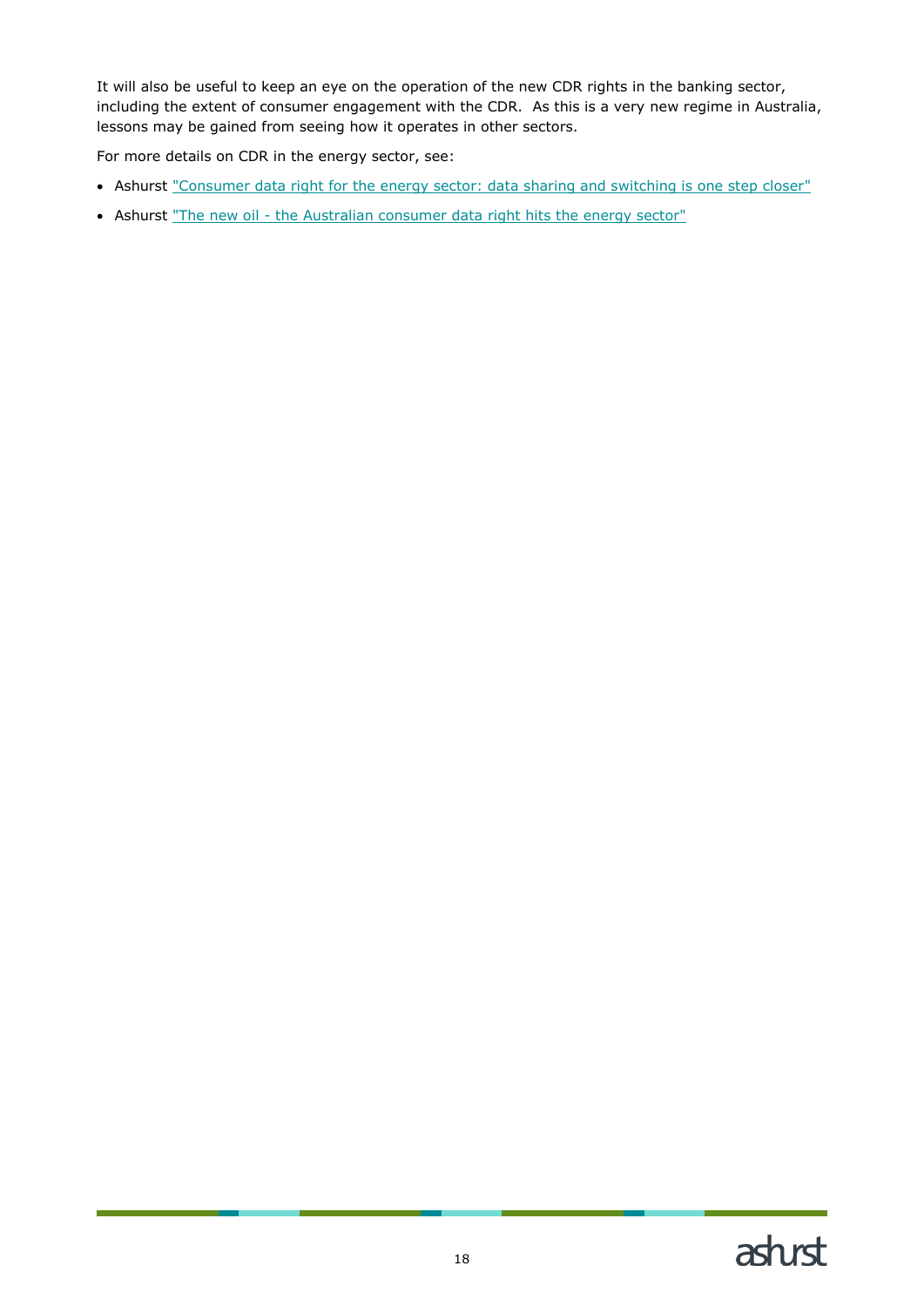It will also be useful to keep an eye on the operation of the new CDR rights in the banking sector, including the extent of consumer engagement with the CDR. As this is a very new regime in Australia, lessons may be gained from seeing how it operates in other sectors.

For more details on CDR in the energy sector, see:

- Ashurst "Consumer data right for the energy sector: data sharing and switching is one step closer"
- Ashurst "The new oil - the Australian consumer data right hits the energy sector"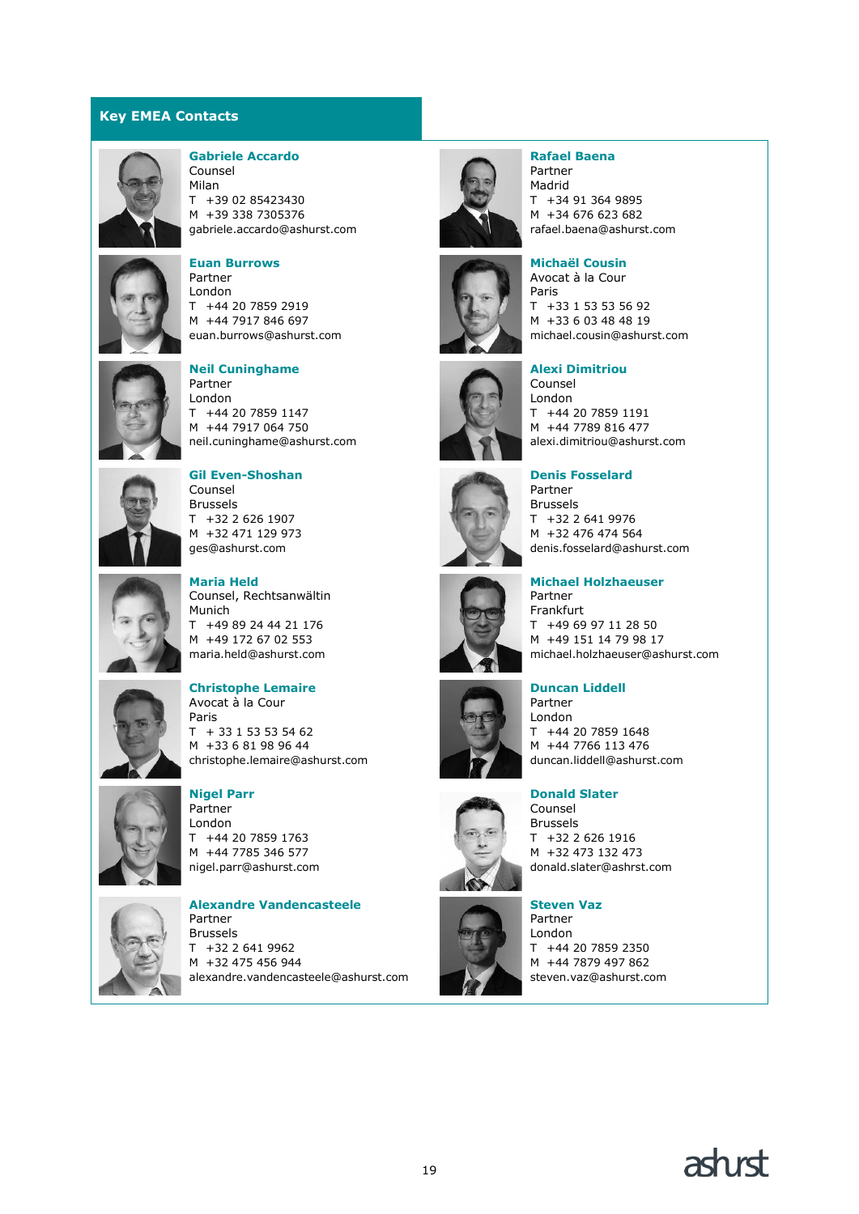## Key EMEA Contacts

**Gabriele Accardo**
Counsel
Milan
T +39 02 85423430
M +39 338 7305376
gabriele.accardo@ashurst.com

**Rafael Baena**
Partner
Madrid
T +34 91 364 9895
M +34 676 623 682
rafael.baena@ashurst.com

**Euan Burrows**
Partner
London
T +44 20 7859 2919
M +44 7917 846 697
euan.burrows@ashurst.com

**Michaël Cousin**
Avocat à la Cour
Paris
T +33 1 53 53 56 92
M +33 6 03 48 48 19
michael.cousin@ashurst.com

**Neil Cuninghame**
Partner
London
T +44 20 7859 1147
M +44 7917 064 750
neil.cuninghame@ashurst.com

**Alexi Dimitriou**
Counsel
London
T +44 20 7859 1191
M +44 7789 816 477
alexi.dimitriou@ashurst.com

**Gil Even-Shoshan**
Counsel
Brussels
T +32 2 626 1907
M +32 471 129 973
ges@ashurst.com

**Denis Fosselard**
Partner
Brussels
T +32 2 641 9976
M +32 476 474 564
denis.fosselard@ashurst.com

**Maria Held**
Counsel, Rechtsanwältin
Munich
T +49 89 24 44 21 176
M +49 172 67 02 553
maria.held@ashurst.com

**Michael Holzhaeuser**
Partner
Frankfurt
T +49 69 97 11 28 50
M +49 151 14 79 98 17
michael.holzhaeuser@ashurst.com

**Christophe Lemaire**
Avocat à la Cour
Paris
T + 33 1 53 53 54 62
M +33 6 81 98 96 44
christophe.lemaire@ashurst.com

**Duncan Liddell**
Partner
London
T +44 20 7859 1648
M +44 7766 113 476
duncan.liddell@ashurst.com

**Nigel Parr**
Partner
London
T +44 20 7859 1763
M +44 7785 346 577
nigel.parr@ashurst.com

**Donald Slater**
Counsel
Brussels
T +32 2 626 1916
M +32 473 132 473
donald.slater@ashrst.com

**Alexandre Vandencasteele**
Partner
Brussels
T +32 2 641 9962
M +32 475 456 944
alexandre.vandencasteele@ashurst.com

**Steven Vaz**
Partner
London
T +44 20 7859 2350
M +44 7879 497 862
steven.vaz@ashurst.com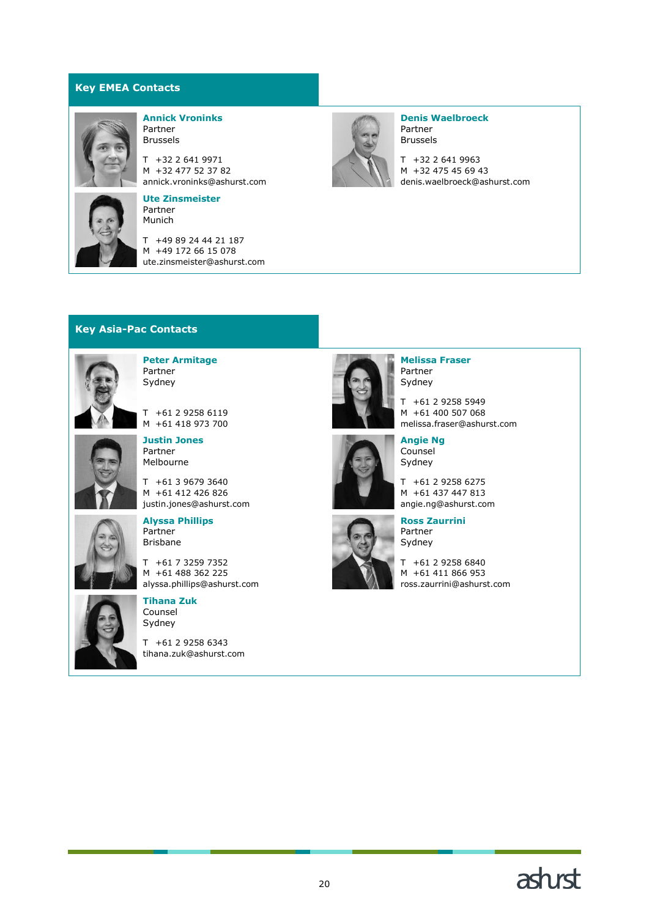## Key EMEA Contacts

**Annick Vroninks**
Partner
Brussels

T +32 2 641 9971
M +32 477 52 37 82
annick.vroninks@ashurst.com

**Ute Zinsmeister**
Partner
Munich

T +49 89 24 44 21 187
M +49 172 66 15 078
ute.zinsmeister@ashurst.com

**Denis Waelbroeck**
Partner
Brussels

T +32 2 641 9963
M +32 475 45 69 43
denis.waelbroeck@ashurst.com

## Key Asia-Pac Contacts

**Peter Armitage**
Partner
Sydney

T +61 2 9258 6119
M +61 418 973 700

**Justin Jones**
Partner
Melbourne

T +61 3 9679 3640
M +61 412 426 826
justin.jones@ashurst.com

**Alyssa Phillips**
Partner
Brisbane

T +61 7 3259 7352
M +61 488 362 225
alyssa.phillips@ashurst.com

**Tihana Zuk**
Counsel
Sydney

T +61 2 9258 6343
tihana.zuk@ashurst.com

**Melissa Fraser**
Partner
Sydney

T +61 2 9258 5949
M +61 400 507 068
melissa.fraser@ashurst.com

**Angie Ng**
Counsel
Sydney

T +61 2 9258 6275
M +61 437 447 813
angie.ng@ashurst.com

**Ross Zaurrini**
Partner
Sydney

T +61 2 9258 6840
M +61 411 866 953
ross.zaurrini@ashurst.com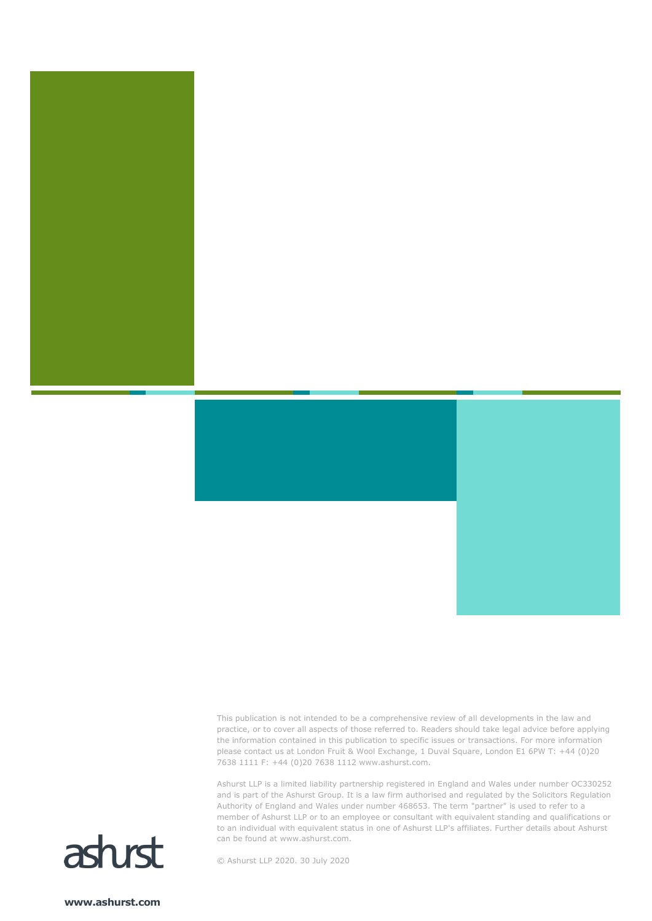This publication is not intended to be a comprehensive review of all developments in the law and practice, or to cover all aspects of those referred to. Readers should take legal advice before applying the information contained in this publication to specific issues or transactions. For more information please contact us at London Fruit & Wool Exchange, 1 Duval Square, London E1 6PW T: +44 (0)20 7638 1111 F: +44 (0)20 7638 1112 www.ashurst.com.

Ashurst LLP is a limited liability partnership registered in England and Wales under number OC330252 and is part of the Ashurst Group. It is a law firm authorised and regulated by the Solicitors Regulation Authority of England and Wales under number 468653. The term "partner" is used to refer to a member of Ashurst LLP or to an employee or consultant with equivalent standing and qualifications or to an individual with equivalent status in one of Ashurst LLP's affiliates. Further details about Ashurst can be found at www.ashurst.com.

ashurst

© Ashurst LLP 2020. 30 July 2020

**www.ashurst.com**